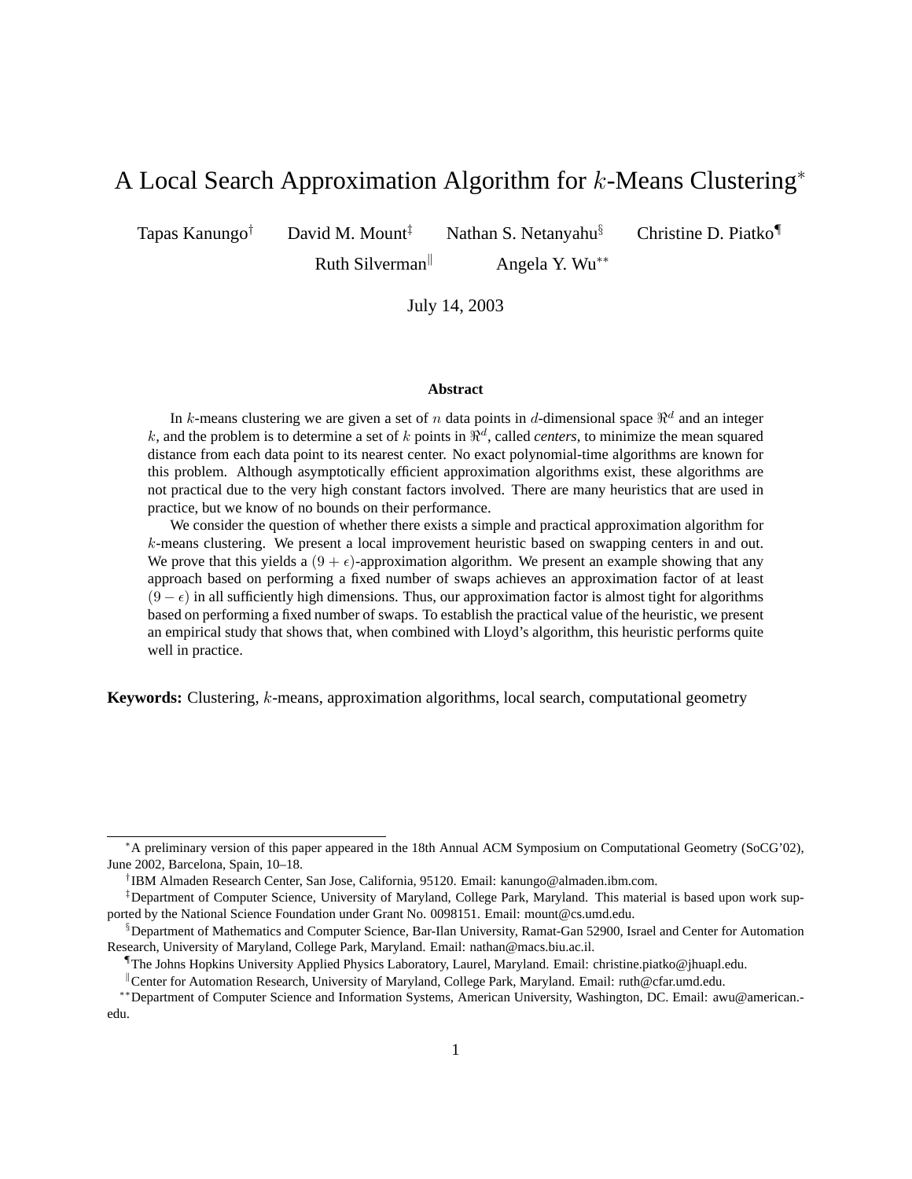# A Local Search Approximation Algorithm for $k$-Means Clustering[*]

Tapas Kanungo[†] David M. Mount[‡] Nathan S. Netanyahu[§] Christine D. Piatko[¶]

Ruth Silverman[‖] Angela Y. Wu[**]

July 14, 2003

**Abstract**

In $k$-means clustering we are given a set of $n$ data points in $d$-dimensional space $\Re^d$ and an integer $k$, and the problem is to determine a set of $k$ points in $\Re^d$, called *centers*, to minimize the mean squared distance from each data point to its nearest center. No exact polynomial-time algorithms are known for this problem. Although asymptotically efficient approximation algorithms exist, these algorithms are not practical due to the very high constant factors involved. There are many heuristics that are used in practice, but we know of no bounds on their performance.

We consider the question of whether there exists a simple and practical approximation algorithm for $k$-means clustering. We present a local improvement heuristic based on swapping centers in and out. We prove that this yields a $(9+\epsilon)$-approximation algorithm. We present an example showing that any approach based on performing a fixed number of swaps achieves an approximation factor of at least $(9-\epsilon)$ in all sufficiently high dimensions. Thus, our approximation factor is almost tight for algorithms based on performing a fixed number of swaps. To establish the practical value of the heuristic, we present an empirical study that shows that, when combined with Lloyd's algorithm, this heuristic performs quite well in practice.

**Keywords:** Clustering, $k$-means, approximation algorithms, local search, computational geometry

---

[*] A preliminary version of this paper appeared in the 18th Annual ACM Symposium on Computational Geometry (SoCG'02), June 2002, Barcelona, Spain, 10–18.

[†] IBM Almaden Research Center, San Jose, California, 95120. Email: kanungo@almaden.ibm.com.

[‡] Department of Computer Science, University of Maryland, College Park, Maryland. This material is based upon work supported by the National Science Foundation under Grant No. 0098151. Email: mount@cs.umd.edu.

[§] Department of Mathematics and Computer Science, Bar-Ilan University, Ramat-Gan 52900, Israel and Center for Automation Research, University of Maryland, College Park, Maryland. Email: nathan@macs.biu.ac.il.

[¶] The Johns Hopkins University Applied Physics Laboratory, Laurel, Maryland. Email: christine.piatko@jhuapl.edu.

[‖] Center for Automation Research, University of Maryland, College Park, Maryland. Email: ruth@cfar.umd.edu.

[**] Department of Computer Science and Information Systems, American University, Washington, DC. Email: awu@american.edu.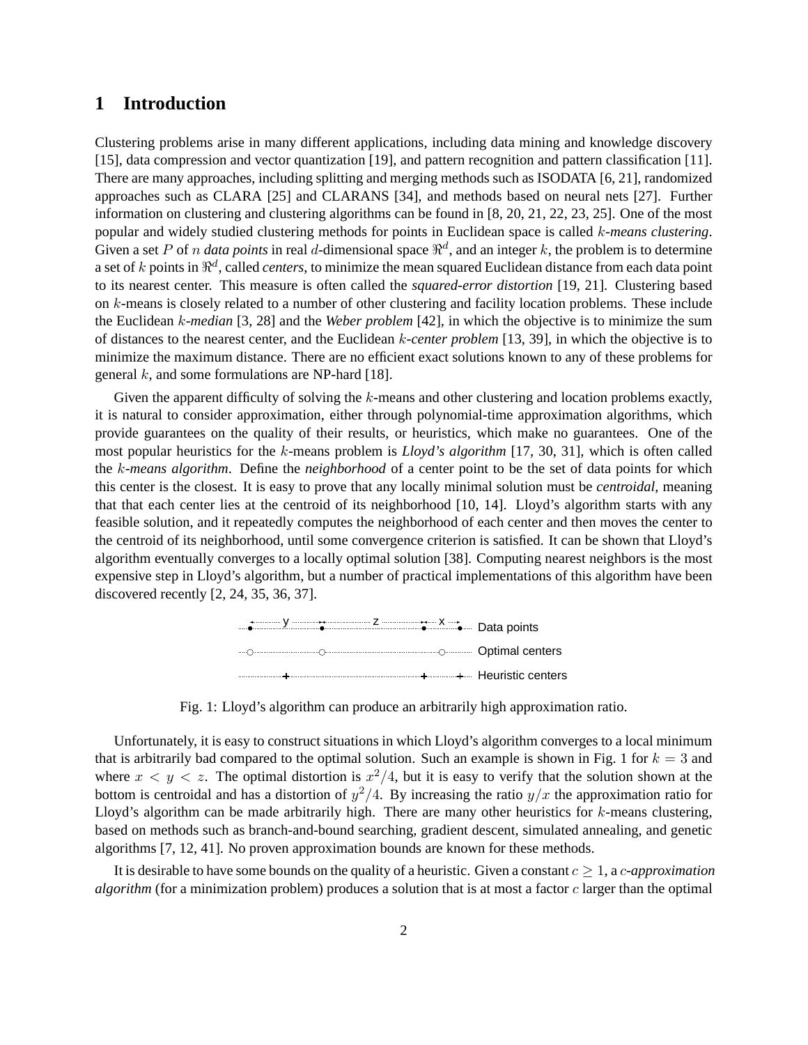# 1 Introduction

Clustering problems arise in many different applications, including data mining and knowledge discovery [15], data compression and vector quantization [19], and pattern recognition and pattern classification [11]. There are many approaches, including splitting and merging methods such as ISODATA [6, 21], randomized approaches such as CLARA [25] and CLARANS [34], and methods based on neural nets [27]. Further information on clustering and clustering algorithms can be found in [8, 20, 21, 22, 23, 25]. One of the most popular and widely studied clustering methods for points in Euclidean space is called *$k$-means clustering*. Given a set $P$ of $n$ *data points* in real $d$-dimensional space $\Re^d$, and an integer $k$, the problem is to determine a set of $k$ points in $\Re^d$, called *centers*, to minimize the mean squared Euclidean distance from each data point to its nearest center. This measure is often called the *squared-error distortion* [19, 21]. Clustering based on $k$-means is closely related to a number of other clustering and facility location problems. These include the Euclidean *$k$-median* [3, 28] and the *Weber problem* [42], in which the objective is to minimize the sum of distances to the nearest center, and the Euclidean *$k$-center problem* [13, 39], in which the objective is to minimize the maximum distance. There are no efficient exact solutions known to any of these problems for general $k$, and some formulations are NP-hard [18].

Given the apparent difficulty of solving the $k$-means and other clustering and location problems exactly, it is natural to consider approximation, either through polynomial-time approximation algorithms, which provide guarantees on the quality of their results, or heuristics, which make no guarantees. One of the most popular heuristics for the $k$-means problem is *Lloyd's algorithm* [17, 30, 31], which is often called the *$k$-means algorithm*. Define the *neighborhood* of a center point to be the set of data points for which this center is the closest. It is easy to prove that any locally minimal solution must be *centroidal*, meaning that that each center lies at the centroid of its neighborhood [10, 14]. Lloyd's algorithm starts with any feasible solution, and it repeatedly computes the neighborhood of each center and then moves the center to the centroid of its neighborhood, until some convergence criterion is satisfied. It can be shown that Lloyd's algorithm eventually converges to a locally optimal solution [38]. Computing nearest neighbors is the most expensive step in Lloyd's algorithm, but a number of practical implementations of this algorithm have been discovered recently [2, 24, 35, 36, 37].

y z x

Data points

Optimal centers

Heuristic centers

Fig. 1: Lloyd's algorithm can produce an arbitrarily high approximation ratio.

Unfortunately, it is easy to construct situations in which Lloyd's algorithm converges to a local minimum that is arbitrarily bad compared to the optimal solution. Such an example is shown in Fig. 1 for $k = 3$ and where $x < y < z$. The optimal distortion is $x^2/4$, but it is easy to verify that the solution shown at the bottom is centroidal and has a distortion of $y^2/4$. By increasing the ratio $y/x$ the approximation ratio for Lloyd's algorithm can be made arbitrarily high. There are many other heuristics for $k$-means clustering, based on methods such as branch-and-bound searching, gradient descent, simulated annealing, and genetic algorithms [7, 12, 41]. No proven approximation bounds are known for these methods.

It is desirable to have some bounds on the quality of a heuristic. Given a constant $c \geq 1$, a *$c$-approximation algorithm* (for a minimization problem) produces a solution that is at most a factor $c$ larger than the optimal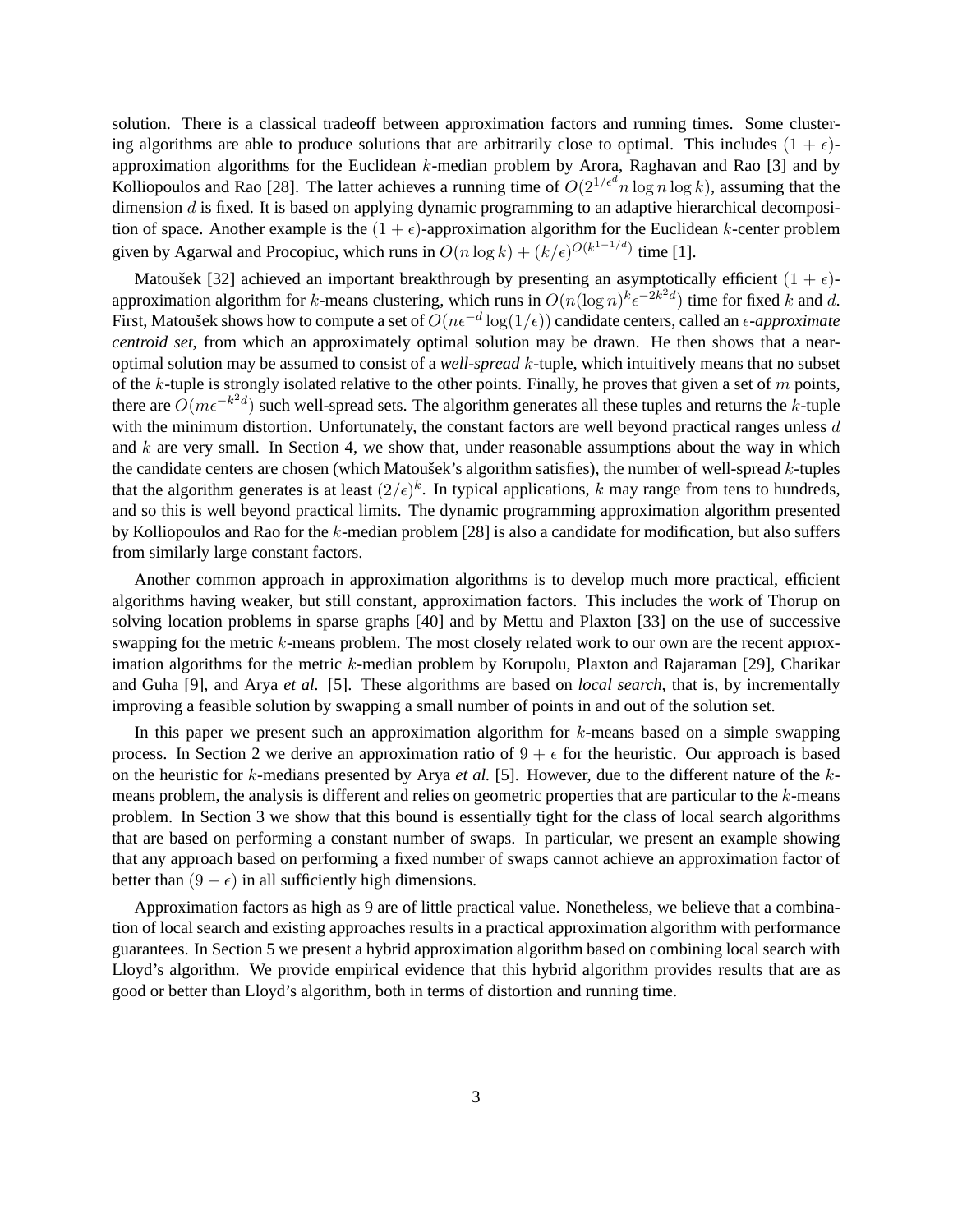solution. There is a classical tradeoff between approximation factors and running times. Some clustering algorithms are able to produce solutions that are arbitrarily close to optimal. This includes $(1 + \epsilon)$-approximation algorithms for the Euclidean $k$-median problem by Arora, Raghavan and Rao [3] and by Kolliopoulos and Rao [28]. The latter achieves a running time of $O(2^{1/\epsilon^d} n \log n \log k)$, assuming that the dimension $d$ is fixed. It is based on applying dynamic programming to an adaptive hierarchical decomposition of space. Another example is the $(1 + \epsilon)$-approximation algorithm for the Euclidean $k$-center problem given by Agarwal and Procopiuc, which runs in $O(n \log k) + (k/\epsilon)^{O(k^{1-1/d})}$ time [1].

Matoušek [32] achieved an important breakthrough by presenting an asymptotically efficient $(1 + \epsilon)$-approximation algorithm for $k$-means clustering, which runs in $O(n(\log n)^k \epsilon^{-2k^2 d})$ time for fixed $k$ and $d$. First, Matoušek shows how to compute a set of $O(n\epsilon^{-d} \log(1/\epsilon))$ candidate centers, called an *$\epsilon$-approximate centroid set*, from which an approximately optimal solution may be drawn. He then shows that a near-optimal solution may be assumed to consist of a *well-spread* $k$-tuple, which intuitively means that no subset of the $k$-tuple is strongly isolated relative to the other points. Finally, he proves that given a set of $m$ points, there are $O(m\epsilon^{-k^2 d})$ such well-spread sets. The algorithm generates all these tuples and returns the $k$-tuple with the minimum distortion. Unfortunately, the constant factors are well beyond practical ranges unless $d$ and $k$ are very small. In Section 4, we show that, under reasonable assumptions about the way in which the candidate centers are chosen (which Matoušek's algorithm satisfies), the number of well-spread $k$-tuples that the algorithm generates is at least $(2/\epsilon)^k$. In typical applications, $k$ may range from tens to hundreds, and so this is well beyond practical limits. The dynamic programming approximation algorithm presented by Kolliopoulos and Rao for the $k$-median problem [28] is also a candidate for modification, but also suffers from similarly large constant factors.

Another common approach in approximation algorithms is to develop much more practical, efficient algorithms having weaker, but still constant, approximation factors. This includes the work of Thorup on solving location problems in sparse graphs [40] and by Mettu and Plaxton [33] on the use of successive swapping for the metric $k$-means problem. The most closely related work to our own are the recent approximation algorithms for the metric $k$-median problem by Korupolu, Plaxton and Rajaraman [29], Charikar and Guha [9], and Arya *et al.* [5]. These algorithms are based on *local search*, that is, by incrementally improving a feasible solution by swapping a small number of points in and out of the solution set.

In this paper we present such an approximation algorithm for $k$-means based on a simple swapping process. In Section 2 we derive an approximation ratio of $9 + \epsilon$ for the heuristic. Our approach is based on the heuristic for $k$-medians presented by Arya *et al.* [5]. However, due to the different nature of the $k$-means problem, the analysis is different and relies on geometric properties that are particular to the $k$-means problem. In Section 3 we show that this bound is essentially tight for the class of local search algorithms that are based on performing a constant number of swaps. In particular, we present an example showing that any approach based on performing a fixed number of swaps cannot achieve an approximation factor of better than $(9 - \epsilon)$ in all sufficiently high dimensions.

Approximation factors as high as 9 are of little practical value. Nonetheless, we believe that a combination of local search and existing approaches results in a practical approximation algorithm with performance guarantees. In Section 5 we present a hybrid approximation algorithm based on combining local search with Lloyd's algorithm. We provide empirical evidence that this hybrid algorithm provides results that are as good or better than Lloyd's algorithm, both in terms of distortion and running time.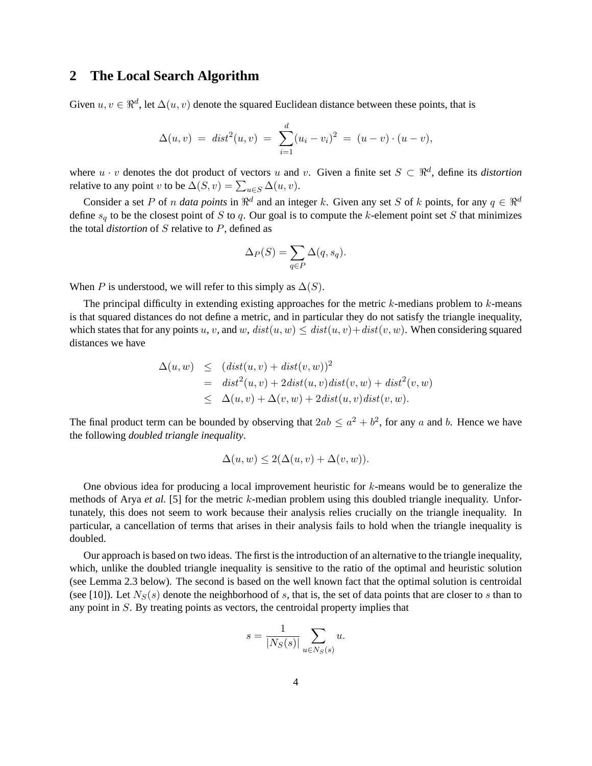## 2 The Local Search Algorithm

Given $u, v \in \Re^d$, let $\Delta(u, v)$ denote the squared Euclidean distance between these points, that is

$$\Delta(u, v) \;=\; dist^2(u, v) \;=\; \sum_{i=1}^{d}(u_i - v_i)^2 \;=\; (u - v) \cdot (u - v),$$

where $u \cdot v$ denotes the dot product of vectors $u$ and $v$. Given a finite set $S \subset \Re^d$, define its *distortion* relative to any point $v$ to be $\Delta(S, v) = \sum_{u \in S} \Delta(u, v)$.

Consider a set $P$ of $n$ *data points* in $\Re^d$ and an integer $k$. Given any set $S$ of $k$ points, for any $q \in \Re^d$ define $s_q$ to be the closest point of $S$ to $q$. Our goal is to compute the $k$-element point set $S$ that minimizes the total *distortion* of $S$ relative to $P$, defined as

$$\Delta_P(S) = \sum_{q \in P} \Delta(q, s_q).$$

When $P$ is understood, we will refer to this simply as $\Delta(S)$.

The principal difficulty in extending existing approaches for the metric $k$-medians problem to $k$-means is that squared distances do not define a metric, and in particular they do not satisfy the triangle inequality, which states that for any points $u$, $v$, and $w$, $dist(u, w) \le dist(u, v) + dist(v, w)$. When considering squared distances we have

$$\begin{aligned}
\Delta(u, w) &\le (dist(u, v) + dist(v, w))^2 \\
&= dist^2(u, v) + 2dist(u, v)dist(v, w) + dist^2(v, w) \\
&\le \Delta(u, v) + \Delta(v, w) + 2dist(u, v)dist(v, w).
\end{aligned}$$

The final product term can be bounded by observing that $2ab \le a^2 + b^2$, for any $a$ and $b$. Hence we have the following *doubled triangle inequality*.

$$\Delta(u, w) \le 2(\Delta(u, v) + \Delta(v, w)).$$

One obvious idea for producing a local improvement heuristic for $k$-means would be to generalize the methods of Arya *et al.* [5] for the metric $k$-median problem using this doubled triangle inequality. Unfortunately, this does not seem to work because their analysis relies crucially on the triangle inequality. In particular, a cancellation of terms that arises in their analysis fails to hold when the triangle inequality is doubled.

Our approach is based on two ideas. The first is the introduction of an alternative to the triangle inequality, which, unlike the doubled triangle inequality is sensitive to the ratio of the optimal and heuristic solution (see Lemma 2.3 below). The second is based on the well known fact that the optimal solution is centroidal (see [10]). Let $N_S(s)$ denote the neighborhood of $s$, that is, the set of data points that are closer to $s$ than to any point in $S$. By treating points as vectors, the centroidal property implies that

$$s = \frac{1}{|N_S(s)|} \sum_{u \in N_S(s)} u.$$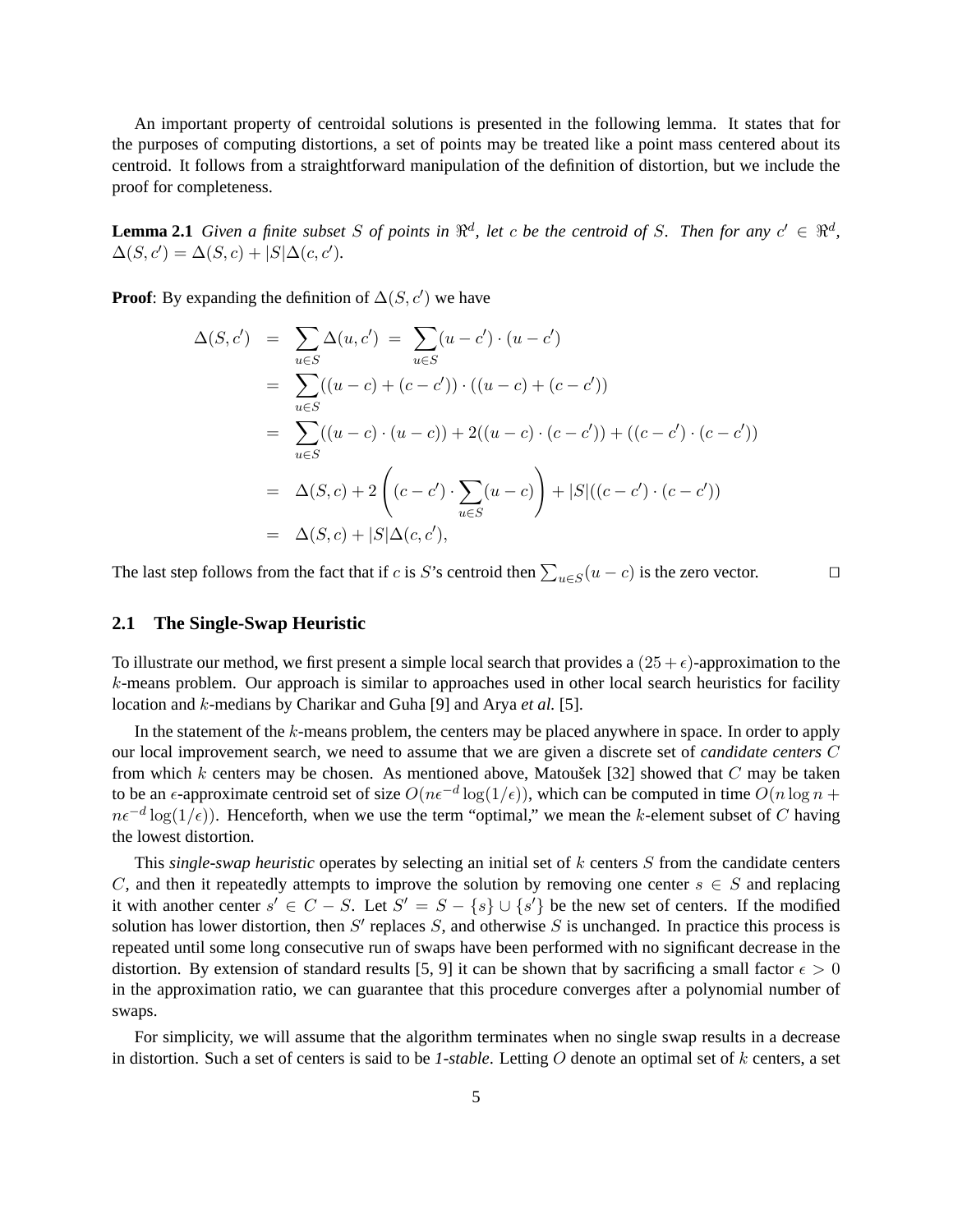An important property of centroidal solutions is presented in the following lemma. It states that for the purposes of computing distortions, a set of points may be treated like a point mass centered about its centroid. It follows from a straightforward manipulation of the definition of distortion, but we include the proof for completeness.

**Lemma 2.1** *Given a finite subset $S$ of points in $\Re^d$, let $c$ be the centroid of $S$. Then for any $c' \in \Re^d$, $\Delta(S, c') = \Delta(S, c) + |S|\Delta(c, c')$.*

**Proof**: By expanding the definition of $\Delta(S, c')$ we have

$$
\begin{aligned}
\Delta(S, c') &= \sum_{u \in S} \Delta(u, c') \;=\; \sum_{u \in S} (u - c') \cdot (u - c') \\
&= \sum_{u \in S} ((u - c) + (c - c')) \cdot ((u - c) + (c - c')) \\
&= \sum_{u \in S} ((u - c) \cdot (u - c)) + 2((u - c) \cdot (c - c')) + ((c - c') \cdot (c - c')) \\
&= \Delta(S, c) + 2\left((c - c') \cdot \sum_{u \in S} (u - c)\right) + |S|((c - c') \cdot (c - c')) \\
&= \Delta(S, c) + |S|\Delta(c, c'),
\end{aligned}
$$

The last step follows from the fact that if $c$ is $S$'s centroid then $\sum_{u \in S}(u - c)$ is the zero vector. ☐

## 2.1 The Single-Swap Heuristic

To illustrate our method, we first present a simple local search that provides a $(25 + \epsilon)$-approximation to the $k$-means problem. Our approach is similar to approaches used in other local search heuristics for facility location and $k$-medians by Charikar and Guha [9] and Arya *et al.* [5].

In the statement of the $k$-means problem, the centers may be placed anywhere in space. In order to apply our local improvement search, we need to assume that we are given a discrete set of *candidate centers* $C$ from which $k$ centers may be chosen. As mentioned above, Matoušek [32] showed that $C$ may be taken to be an $\epsilon$-approximate centroid set of size $O(n\epsilon^{-d} \log(1/\epsilon))$, which can be computed in time $O(n \log n + n\epsilon^{-d} \log(1/\epsilon))$. Henceforth, when we use the term "optimal," we mean the $k$-element subset of $C$ having the lowest distortion.

This *single-swap heuristic* operates by selecting an initial set of $k$ centers $S$ from the candidate centers $C$, and then it repeatedly attempts to improve the solution by removing one center $s \in S$ and replacing it with another center $s' \in C - S$. Let $S' = S - \{s\} \cup \{s'\}$ be the new set of centers. If the modified solution has lower distortion, then $S'$ replaces $S$, and otherwise $S$ is unchanged. In practice this process is repeated until some long consecutive run of swaps have been performed with no significant decrease in the distortion. By extension of standard results [5, 9] it can be shown that by sacrificing a small factor $\epsilon > 0$ in the approximation ratio, we can guarantee that this procedure converges after a polynomial number of swaps.

For simplicity, we will assume that the algorithm terminates when no single swap results in a decrease in distortion. Such a set of centers is said to be *1-stable*. Letting $O$ denote an optimal set of $k$ centers, a set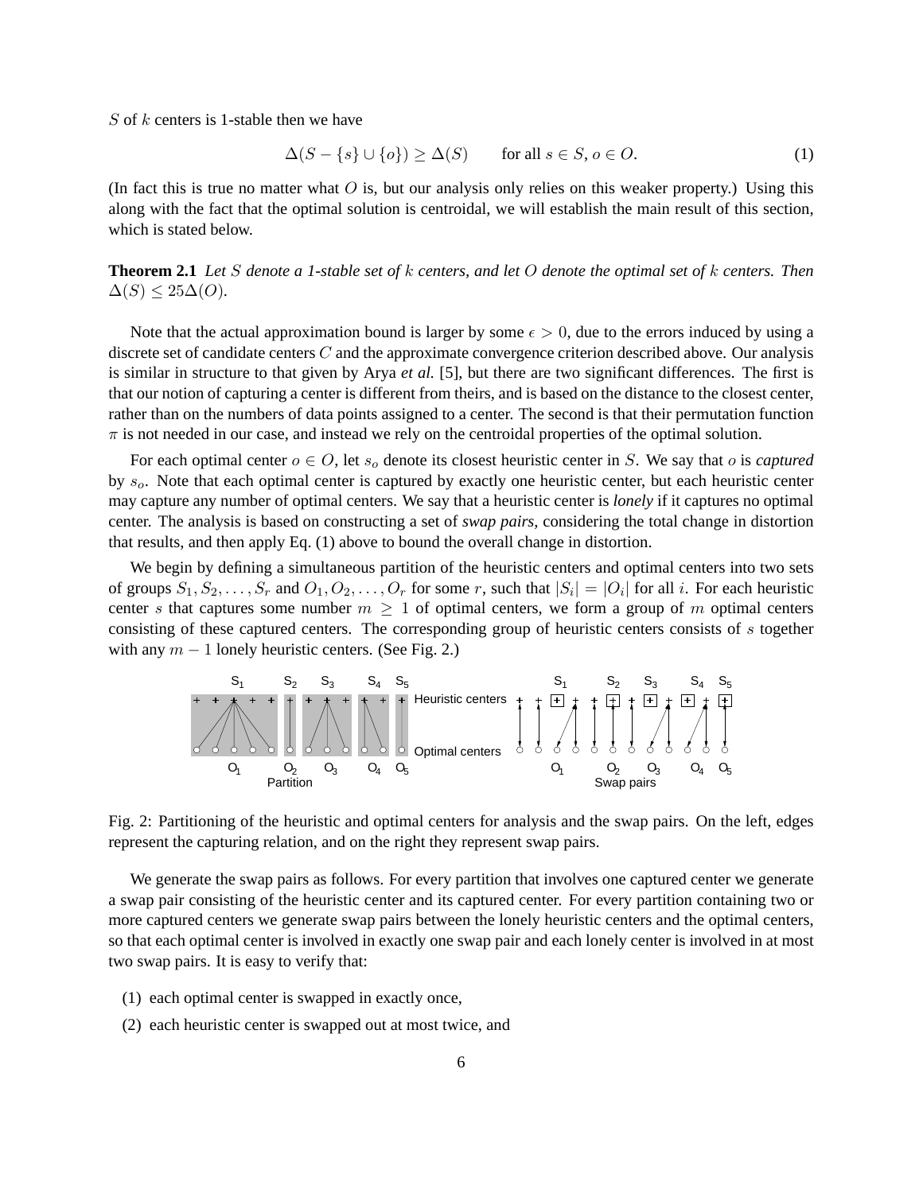$S$ of $k$ centers is 1-stable then we have

$$\Delta(S - \{s\} \cup \{o\}) \geq \Delta(S) \qquad \text{for all } s \in S, o \in O. \tag{1}$$

(In fact this is true no matter what $O$ is, but our analysis only relies on this weaker property.) Using this along with the fact that the optimal solution is centroidal, we will establish the main result of this section, which is stated below.

**Theorem 2.1** *Let $S$ denote a 1-stable set of $k$ centers, and let $O$ denote the optimal set of $k$ centers. Then $\Delta(S) \leq 25\Delta(O)$.*

Note that the actual approximation bound is larger by some $\epsilon > 0$, due to the errors induced by using a discrete set of candidate centers $C$ and the approximate convergence criterion described above. Our analysis is similar in structure to that given by Arya *et al.* [5], but there are two significant differences. The first is that our notion of capturing a center is different from theirs, and is based on the distance to the closest center, rather than on the numbers of data points assigned to a center. The second is that their permutation function $\pi$ is not needed in our case, and instead we rely on the centroidal properties of the optimal solution.

For each optimal center $o \in O$, let $s_o$ denote its closest heuristic center in $S$. We say that $o$ is *captured* by $s_o$. Note that each optimal center is captured by exactly one heuristic center, but each heuristic center may capture any number of optimal centers. We say that a heuristic center is *lonely* if it captures no optimal center. The analysis is based on constructing a set of *swap pairs*, considering the total change in distortion that results, and then apply Eq. (1) above to bound the overall change in distortion.

We begin by defining a simultaneous partition of the heuristic centers and optimal centers into two sets of groups $S_1, S_2, \ldots, S_r$ and $O_1, O_2, \ldots, O_r$ for some $r$, such that $|S_i| = |O_i|$ for all $i$. For each heuristic center $s$ that captures some number $m \geq 1$ of optimal centers, we form a group of $m$ optimal centers consisting of these captured centers. The corresponding group of heuristic centers consists of $s$ together with any $m - 1$ lonely heuristic centers. (See Fig. 2.)

S1 S2 S3 S4 S5
Heuristic centers
Optimal centers
O1 O2 O3 O4 O5
Partition

S1 S2 S3 S4 S5
O1 O2 O3 O4 O5
Swap pairs

Fig. 2: Partitioning of the heuristic and optimal centers for analysis and the swap pairs. On the left, edges represent the capturing relation, and on the right they represent swap pairs.

We generate the swap pairs as follows. For every partition that involves one captured center we generate a swap pair consisting of the heuristic center and its captured center. For every partition containing two or more captured centers we generate swap pairs between the lonely heuristic centers and the optimal centers, so that each optimal center is involved in exactly one swap pair and each lonely center is involved in at most two swap pairs. It is easy to verify that:

(1) each optimal center is swapped in exactly once,

(2) each heuristic center is swapped out at most twice, and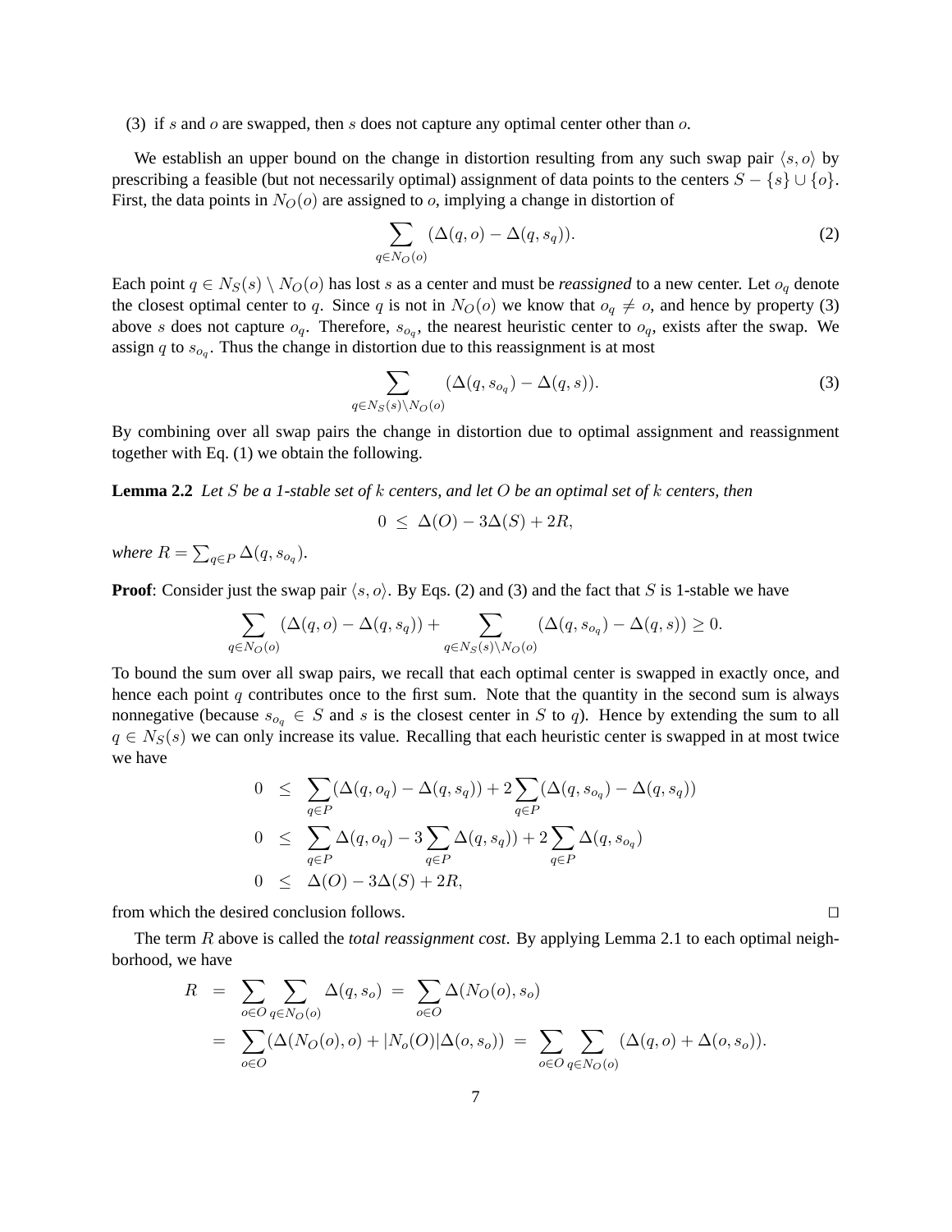(3) if $s$ and $o$ are swapped, then $s$ does not capture any optimal center other than $o$.

We establish an upper bound on the change in distortion resulting from any such swap pair $\langle s, o \rangle$ by prescribing a feasible (but not necessarily optimal) assignment of data points to the centers $S - \{s\} \cup \{o\}$. First, the data points in $N_O(o)$ are assigned to $o$, implying a change in distortion of

$$\sum_{q \in N_O(o)} (\Delta(q, o) - \Delta(q, s_q)). \tag{2}$$

Each point $q \in N_S(s) \setminus N_O(o)$ has lost $s$ as a center and must be *reassigned* to a new center. Let $o_q$ denote the closest optimal center to $q$. Since $q$ is not in $N_O(o)$ we know that $o_q \neq o$, and hence by property (3) above $s$ does not capture $o_q$. Therefore, $s_{o_q}$, the nearest heuristic center to $o_q$, exists after the swap. We assign $q$ to $s_{o_q}$. Thus the change in distortion due to this reassignment is at most

$$\sum_{q \in N_S(s) \setminus N_O(o)} (\Delta(q, s_{o_q}) - \Delta(q, s)). \tag{3}$$

By combining over all swap pairs the change in distortion due to optimal assignment and reassignment together with Eq. (1) we obtain the following.

**Lemma 2.2** *Let $S$ be a 1-stable set of $k$ centers, and let $O$ be an optimal set of $k$ centers, then*

$$0 \ \leq \ \Delta(O) - 3\Delta(S) + 2R,$$

*where $R = \sum_{q \in P} \Delta(q, s_{o_q})$.*

**Proof**: Consider just the swap pair $\langle s, o \rangle$. By Eqs. (2) and (3) and the fact that $S$ is 1-stable we have

$$\sum_{q \in N_O(o)} (\Delta(q, o) - \Delta(q, s_q)) + \sum_{q \in N_S(s) \setminus N_O(o)} (\Delta(q, s_{o_q}) - \Delta(q, s)) \geq 0.$$

To bound the sum over all swap pairs, we recall that each optimal center is swapped in exactly once, and hence each point $q$ contributes once to the first sum. Note that the quantity in the second sum is always nonnegative (because $s_{o_q} \in S$ and $s$ is the closest center in $S$ to $q$). Hence by extending the sum to all $q \in N_S(s)$ we can only increase its value. Recalling that each heuristic center is swapped in at most twice we have

$$\begin{aligned}
0 &\leq \sum_{q \in P} (\Delta(q, o_q) - \Delta(q, s_q)) + 2 \sum_{q \in P} (\Delta(q, s_{o_q}) - \Delta(q, s_q)) \\
0 &\leq \sum_{q \in P} \Delta(q, o_q) - 3 \sum_{q \in P} \Delta(q, s_q)) + 2 \sum_{q \in P} \Delta(q, s_{o_q}) \\
0 &\leq \Delta(O) - 3\Delta(S) + 2R,
\end{aligned}$$

from which the desired conclusion follows. □

The term $R$ above is called the *total reassignment cost*. By applying Lemma 2.1 to each optimal neighborhood, we have

$$\begin{aligned}
R &= \sum_{o \in O} \sum_{q \in N_O(o)} \Delta(q, s_o) \ = \ \sum_{o \in O} \Delta(N_O(o), s_o) \\
&= \sum_{o \in O} (\Delta(N_O(o), o) + |N_o(O)| \Delta(o, s_o)) \ = \ \sum_{o \in O} \sum_{q \in N_O(o)} (\Delta(q, o) + \Delta(o, s_o)).
\end{aligned}$$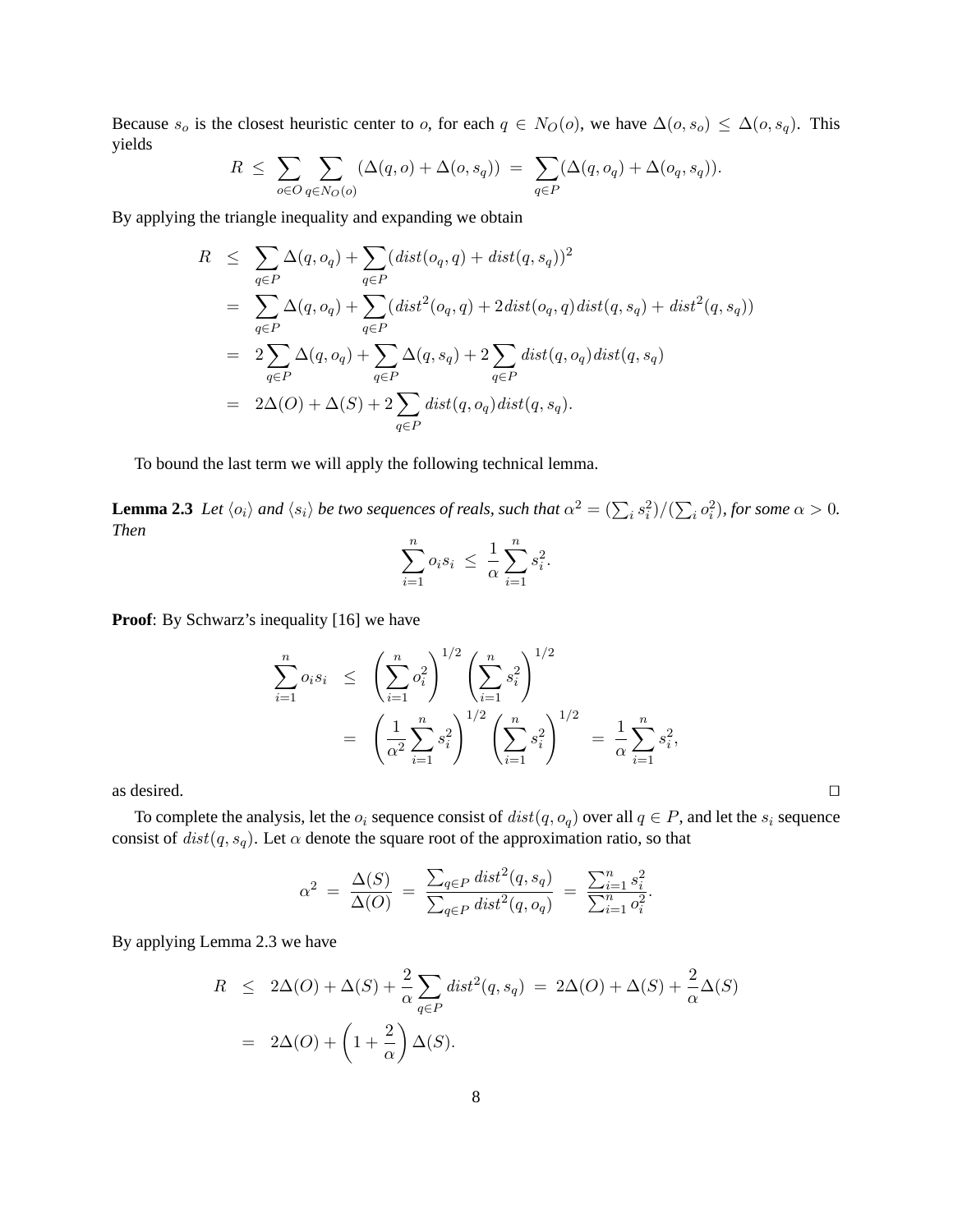Because $s_o$ is the closest heuristic center to $o$, for each $q \in N_O(o)$, we have $\Delta(o, s_o) \leq \Delta(o, s_q)$. This yields

$$R \leq \sum_{o \in O} \sum_{q \in N_O(o)} (\Delta(q, o) + \Delta(o, s_q)) = \sum_{q \in P} (\Delta(q, o_q) + \Delta(o_q, s_q)).$$

By applying the triangle inequality and expanding we obtain

$$\begin{aligned}
R &\leq \sum_{q \in P} \Delta(q, o_q) + \sum_{q \in P} (dist(o_q, q) + dist(q, s_q))^2 \\
&= \sum_{q \in P} \Delta(q, o_q) + \sum_{q \in P} (dist^2(o_q, q) + 2\,dist(o_q, q)\,dist(q, s_q) + dist^2(q, s_q)) \\
&= 2\sum_{q \in P} \Delta(q, o_q) + \sum_{q \in P} \Delta(q, s_q) + 2\sum_{q \in P} dist(q, o_q)\,dist(q, s_q) \\
&= 2\Delta(O) + \Delta(S) + 2\sum_{q \in P} dist(q, o_q)\,dist(q, s_q).
\end{aligned}$$

To bound the last term we will apply the following technical lemma.

**Lemma 2.3** *Let $\langle o_i \rangle$ and $\langle s_i \rangle$ be two sequences of reals, such that $\alpha^2 = (\sum_i s_i^2)/(\sum_i o_i^2)$, for some $\alpha > 0$. Then*

$$\sum_{i=1}^{n} o_i s_i \leq \frac{1}{\alpha} \sum_{i=1}^{n} s_i^2.$$

**Proof**: By Schwarz's inequality [16] we have

$$\begin{aligned}
\sum_{i=1}^{n} o_i s_i &\leq \left(\sum_{i=1}^{n} o_i^2\right)^{1/2} \left(\sum_{i=1}^{n} s_i^2\right)^{1/2} \\
&= \left(\frac{1}{\alpha^2}\sum_{i=1}^{n} s_i^2\right)^{1/2} \left(\sum_{i=1}^{n} s_i^2\right)^{1/2} = \frac{1}{\alpha}\sum_{i=1}^{n} s_i^2,
\end{aligned}$$

as desired. □

To complete the analysis, let the $o_i$ sequence consist of $dist(q, o_q)$ over all $q \in P$, and let the $s_i$ sequence consist of $dist(q, s_q)$. Let $\alpha$ denote the square root of the approximation ratio, so that

$$\alpha^2 = \frac{\Delta(S)}{\Delta(O)} = \frac{\sum_{q \in P} dist^2(q, s_q)}{\sum_{q \in P} dist^2(q, o_q)} = \frac{\sum_{i=1}^{n} s_i^2}{\sum_{i=1}^{n} o_i^2}.$$

By applying Lemma 2.3 we have

$$\begin{aligned}
R &\leq 2\Delta(O) + \Delta(S) + \frac{2}{\alpha}\sum_{q \in P} dist^2(q, s_q) = 2\Delta(O) + \Delta(S) + \frac{2}{\alpha}\Delta(S) \\
&= 2\Delta(O) + \left(1 + \frac{2}{\alpha}\right)\Delta(S).
\end{aligned}$$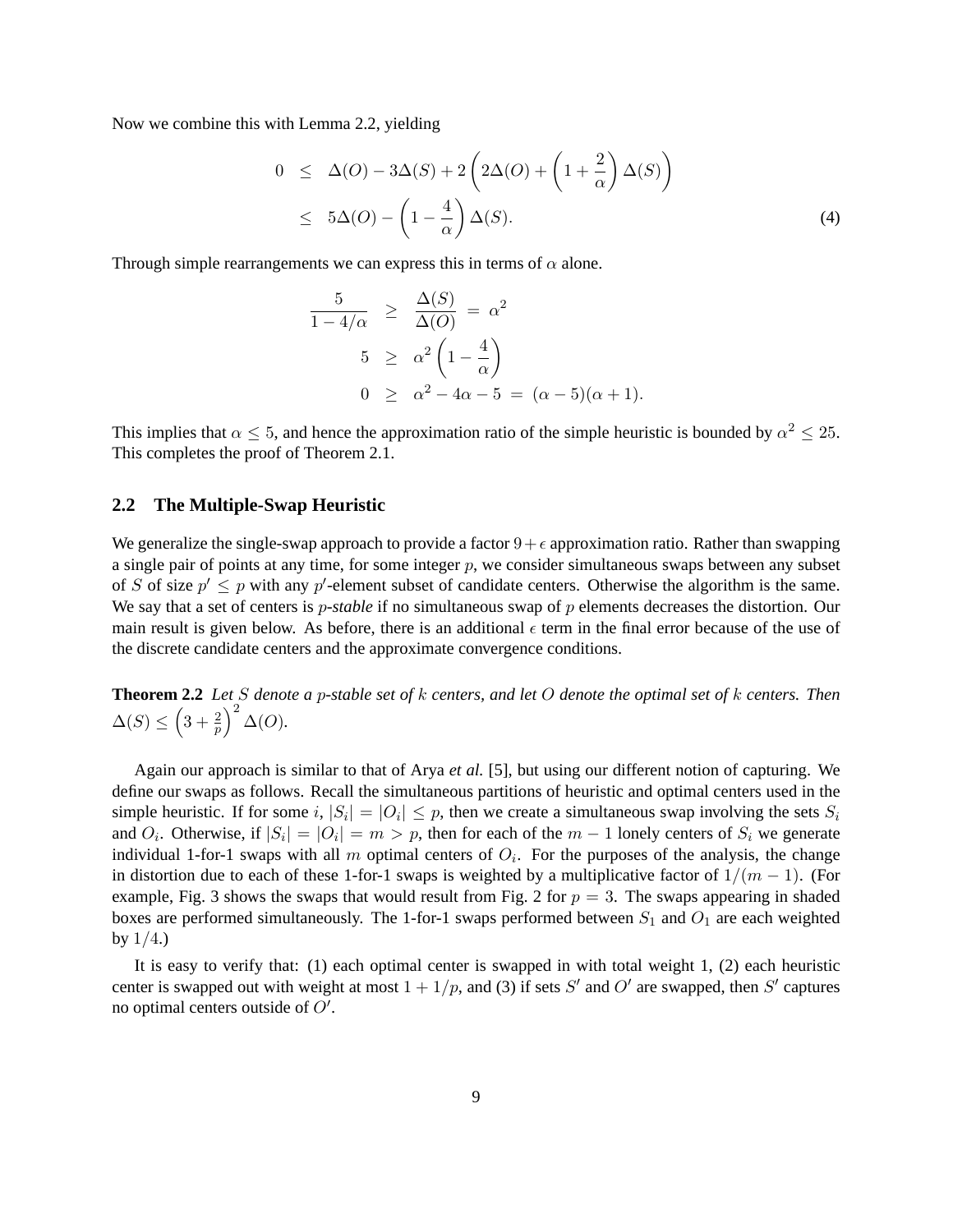Now we combine this with Lemma 2.2, yielding

$$
\begin{aligned}
0 &\leq \Delta(O) - 3\Delta(S) + 2\left(2\Delta(O) + \left(1 + \frac{2}{\alpha}\right)\Delta(S)\right) \\
&\leq 5\Delta(O) - \left(1 - \frac{4}{\alpha}\right)\Delta(S). \qquad (4)
\end{aligned}
$$

Through simple rearrangements we can express this in terms of $\alpha$ alone.

$$
\begin{aligned}
\frac{5}{1 - 4/\alpha} &\geq \frac{\Delta(S)}{\Delta(O)} = \alpha^2 \\
5 &\geq \alpha^2\left(1 - \frac{4}{\alpha}\right) \\
0 &\geq \alpha^2 - 4\alpha - 5 = (\alpha - 5)(\alpha + 1).
\end{aligned}
$$

This implies that $\alpha \leq 5$, and hence the approximation ratio of the simple heuristic is bounded by $\alpha^2 \leq 25$. This completes the proof of Theorem 2.1.

## 2.2 The Multiple-Swap Heuristic

We generalize the single-swap approach to provide a factor $9 + \epsilon$ approximation ratio. Rather than swapping a single pair of points at any time, for some integer $p$, we consider simultaneous swaps between any subset of $S$ of size $p' \leq p$ with any $p'$-element subset of candidate centers. Otherwise the algorithm is the same. We say that a set of centers is *$p$-stable* if no simultaneous swap of $p$ elements decreases the distortion. Our main result is given below. As before, there is an additional $\epsilon$ term in the final error because of the use of the discrete candidate centers and the approximate convergence conditions.

**Theorem 2.2** *Let $S$ denote a $p$-stable set of $k$ centers, and let $O$ denote the optimal set of $k$ centers. Then $\Delta(S) \leq \left(3 + \frac{2}{p}\right)^2 \Delta(O)$.*

Again our approach is similar to that of Arya *et al.* [5], but using our different notion of capturing. We define our swaps as follows. Recall the simultaneous partitions of heuristic and optimal centers used in the simple heuristic. If for some $i$, $|S_i| = |O_i| \leq p$, then we create a simultaneous swap involving the sets $S_i$ and $O_i$. Otherwise, if $|S_i| = |O_i| = m > p$, then for each of the $m - 1$ lonely centers of $S_i$ we generate individual 1-for-1 swaps with all $m$ optimal centers of $O_i$. For the purposes of the analysis, the change in distortion due to each of these 1-for-1 swaps is weighted by a multiplicative factor of $1/(m - 1)$. (For example, Fig. 3 shows the swaps that would result from Fig. 2 for $p = 3$. The swaps appearing in shaded boxes are performed simultaneously. The 1-for-1 swaps performed between $S_1$ and $O_1$ are each weighted by $1/4$.)

It is easy to verify that: (1) each optimal center is swapped in with total weight 1, (2) each heuristic center is swapped out with weight at most $1 + 1/p$, and (3) if sets $S'$ and $O'$ are swapped, then $S'$ captures no optimal centers outside of $O'$.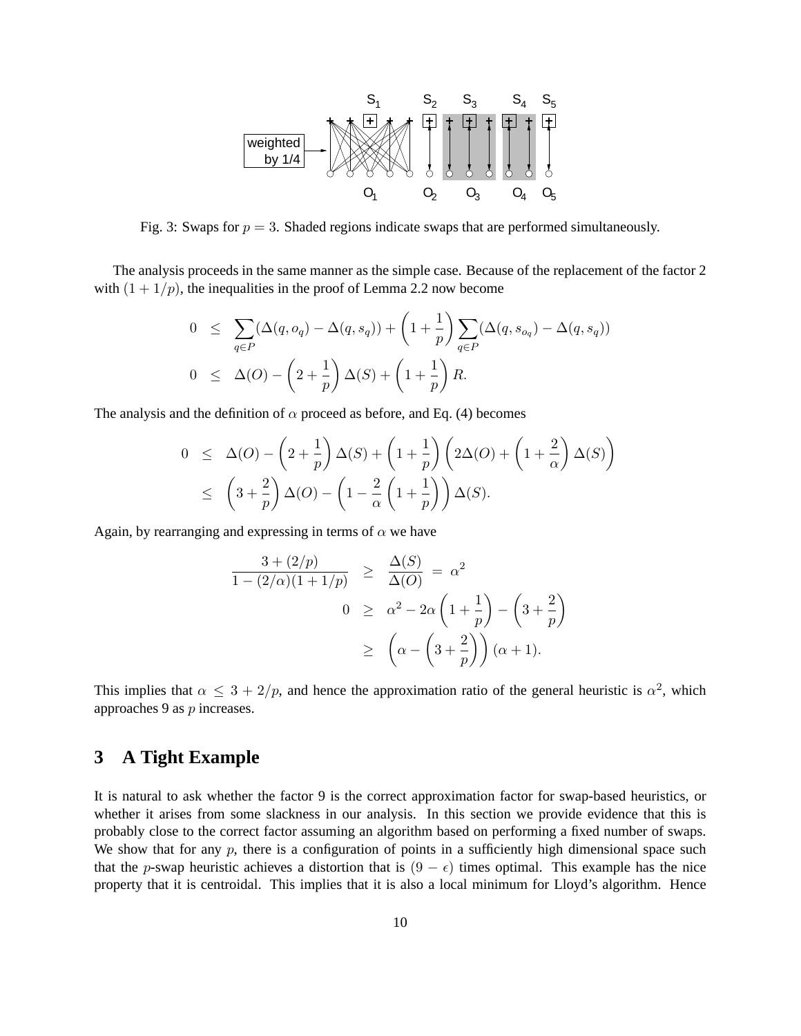S1 S2 S3 S4 S5

weighted by 1/4

O1 O2 O3 O4 O5

Fig. 3: Swaps for $p = 3$. Shaded regions indicate swaps that are performed simultaneously.

The analysis proceeds in the same manner as the simple case. Because of the replacement of the factor 2 with $(1 + 1/p)$, the inequalities in the proof of Lemma 2.2 now become

$$
\begin{aligned}
0 &\leq \sum_{q \in P} (\Delta(q, o_q) - \Delta(q, s_q)) + \left(1 + \frac{1}{p}\right) \sum_{q \in P} (\Delta(q, s_{o_q}) - \Delta(q, s_q)) \\
0 &\leq \Delta(O) - \left(2 + \frac{1}{p}\right) \Delta(S) + \left(1 + \frac{1}{p}\right) R.
\end{aligned}
$$

The analysis and the definition of $\alpha$ proceed as before, and Eq. (4) becomes

$$
\begin{aligned}
0 &\leq \Delta(O) - \left(2 + \frac{1}{p}\right) \Delta(S) + \left(1 + \frac{1}{p}\right) \left(2\Delta(O) + \left(1 + \frac{2}{\alpha}\right) \Delta(S)\right) \\
&\leq \left(3 + \frac{2}{p}\right) \Delta(O) - \left(1 - \frac{2}{\alpha} \left(1 + \frac{1}{p}\right)\right) \Delta(S).
\end{aligned}
$$

Again, by rearranging and expressing in terms of $\alpha$ we have

$$
\begin{aligned}
\frac{3 + (2/p)}{1 - (2/\alpha)(1 + 1/p)} &\geq \frac{\Delta(S)}{\Delta(O)} = \alpha^2 \\
0 &\geq \alpha^2 - 2\alpha \left(1 + \frac{1}{p}\right) - \left(3 + \frac{2}{p}\right) \\
&\geq \left(\alpha - \left(3 + \frac{2}{p}\right)\right) (\alpha + 1).
\end{aligned}
$$

This implies that $\alpha \leq 3 + 2/p$, and hence the approximation ratio of the general heuristic is $\alpha^2$, which approaches 9 as $p$ increases.

## 3 A Tight Example

It is natural to ask whether the factor 9 is the correct approximation factor for swap-based heuristics, or whether it arises from some slackness in our analysis. In this section we provide evidence that this is probably close to the correct factor assuming an algorithm based on performing a fixed number of swaps. We show that for any $p$, there is a configuration of points in a sufficiently high dimensional space such that the $p$-swap heuristic achieves a distortion that is $(9 - \epsilon)$ times optimal. This example has the nice property that it is centroidal. This implies that it is also a local minimum for Lloyd's algorithm. Hence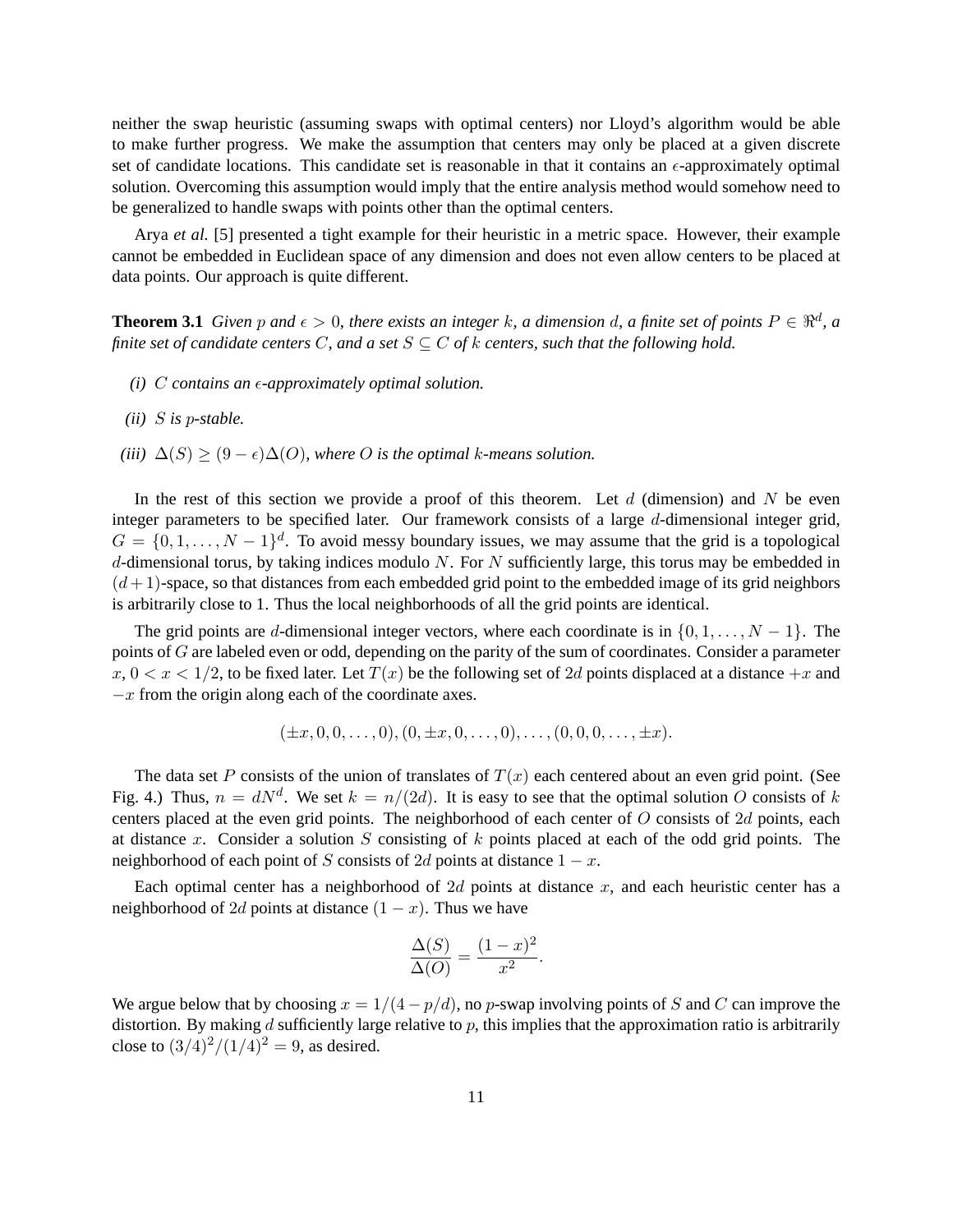neither the swap heuristic (assuming swaps with optimal centers) nor Lloyd's algorithm would be able to make further progress. We make the assumption that centers may only be placed at a given discrete set of candidate locations. This candidate set is reasonable in that it contains an $\epsilon$-approximately optimal solution. Overcoming this assumption would imply that the entire analysis method would somehow need to be generalized to handle swaps with points other than the optimal centers.

Arya *et al.* [5] presented a tight example for their heuristic in a metric space. However, their example cannot be embedded in Euclidean space of any dimension and does not even allow centers to be placed at data points. Our approach is quite different.

**Theorem 3.1** *Given $p$ and $\epsilon > 0$, there exists an integer $k$, a dimension $d$, a finite set of points $P \in \Re^d$, a finite set of candidate centers $C$, and a set $S \subseteq C$ of $k$ centers, such that the following hold.*

- *(i) $C$ contains an $\epsilon$-approximately optimal solution.*
- *(ii) $S$ is $p$-stable.*
- *(iii) $\Delta(S) \geq (9 - \epsilon)\Delta(O)$, where $O$ is the optimal $k$-means solution.*

In the rest of this section we provide a proof of this theorem. Let $d$ (dimension) and $N$ be even integer parameters to be specified later. Our framework consists of a large $d$-dimensional integer grid, $G = \{0, 1, \ldots, N-1\}^d$. To avoid messy boundary issues, we may assume that the grid is a topological $d$-dimensional torus, by taking indices modulo $N$. For $N$ sufficiently large, this torus may be embedded in $(d+1)$-space, so that distances from each embedded grid point to the embedded image of its grid neighbors is arbitrarily close to 1. Thus the local neighborhoods of all the grid points are identical.

The grid points are $d$-dimensional integer vectors, where each coordinate is in $\{0, 1, \ldots, N-1\}$. The points of $G$ are labeled even or odd, depending on the parity of the sum of coordinates. Consider a parameter $x$, $0 < x < 1/2$, to be fixed later. Let $T(x)$ be the following set of $2d$ points displaced at a distance $+x$ and $-x$ from the origin along each of the coordinate axes.

$$(\pm x, 0, 0, \ldots, 0), (0, \pm x, 0, \ldots, 0), \ldots, (0, 0, 0, \ldots, \pm x).$$

The data set $P$ consists of the union of translates of $T(x)$ each centered about an even grid point. (See Fig. 4.) Thus, $n = dN^d$. We set $k = n/(2d)$. It is easy to see that the optimal solution $O$ consists of $k$ centers placed at the even grid points. The neighborhood of each center of $O$ consists of $2d$ points, each at distance $x$. Consider a solution $S$ consisting of $k$ points placed at each of the odd grid points. The neighborhood of each point of $S$ consists of $2d$ points at distance $1 - x$.

Each optimal center has a neighborhood of $2d$ points at distance $x$, and each heuristic center has a neighborhood of $2d$ points at distance $(1-x)$. Thus we have

$$\frac{\Delta(S)}{\Delta(O)} = \frac{(1-x)^2}{x^2}.$$

We argue below that by choosing $x = 1/(4 - p/d)$, no $p$-swap involving points of $S$ and $C$ can improve the distortion. By making $d$ sufficiently large relative to $p$, this implies that the approximation ratio is arbitrarily close to $(3/4)^2/(1/4)^2 = 9$, as desired.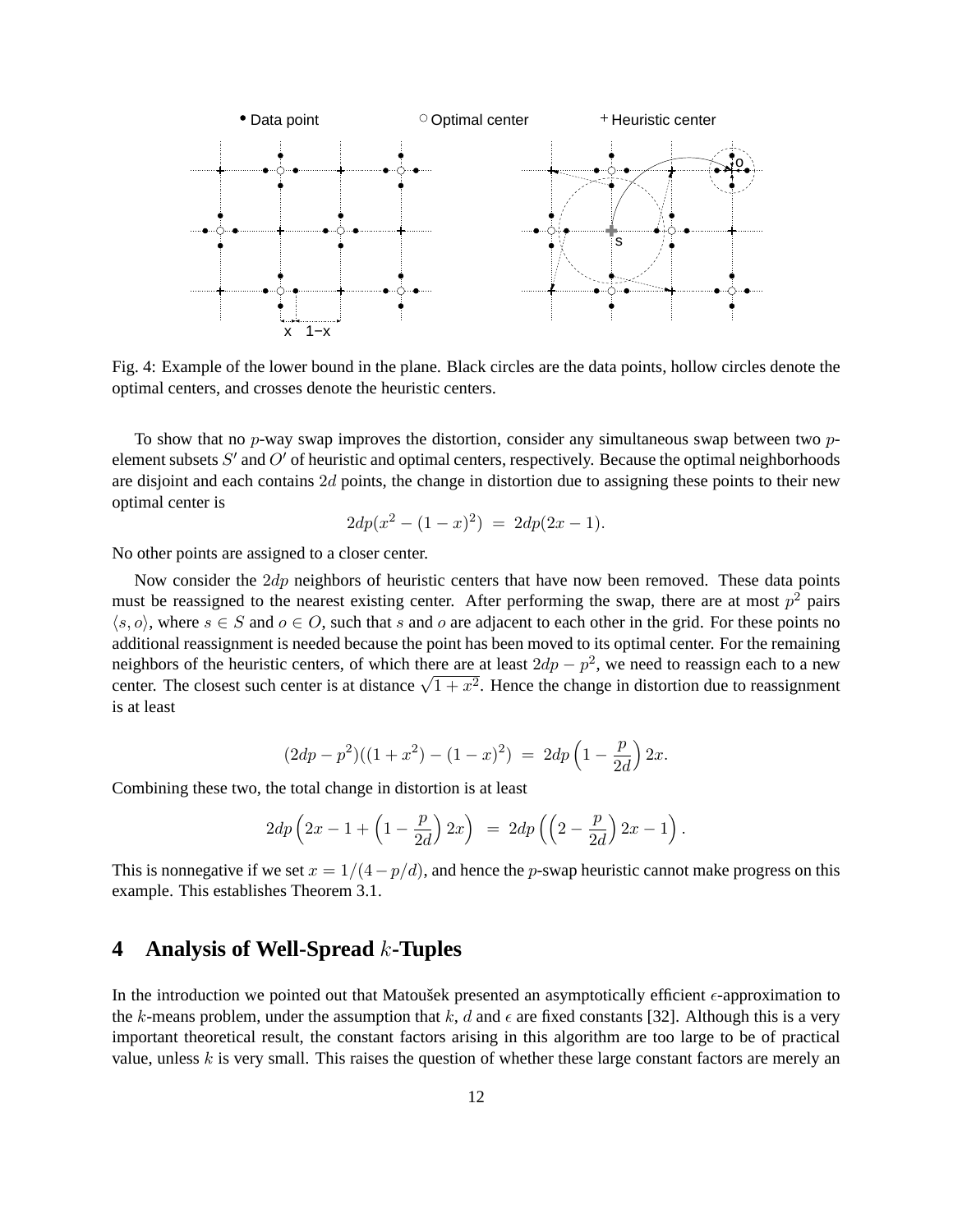• Data point ○ Optimal center + Heuristic center

x 1−x

o

s

Fig. 4: Example of the lower bound in the plane. Black circles are the data points, hollow circles denote the optimal centers, and crosses denote the heuristic centers.

To show that no $p$-way swap improves the distortion, consider any simultaneous swap between two $p$-element subsets $S'$ and $O'$ of heuristic and optimal centers, respectively. Because the optimal neighborhoods are disjoint and each contains $2d$ points, the change in distortion due to assigning these points to their new optimal center is

$$2dp(x^2 - (1-x)^2) \;=\; 2dp(2x-1).$$

No other points are assigned to a closer center.

Now consider the $2dp$ neighbors of heuristic centers that have now been removed. These data points must be reassigned to the nearest existing center. After performing the swap, there are at most $p^2$ pairs $\langle s, o\rangle$, where $s \in S$ and $o \in O$, such that $s$ and $o$ are adjacent to each other in the grid. For these points no additional reassignment is needed because the point has been moved to its optimal center. For the remaining neighbors of the heuristic centers, of which there are at least $2dp - p^2$, we need to reassign each to a new center. The closest such center is at distance $\sqrt{1+x^2}$. Hence the change in distortion due to reassignment is at least

$$(2dp - p^2)((1+x^2) - (1-x)^2) \;=\; 2dp\left(1 - \frac{p}{2d}\right)2x.$$

Combining these two, the total change in distortion is at least

$$2dp\left(2x - 1 + \left(1 - \frac{p}{2d}\right)2x\right) \;=\; 2dp\left(\left(2 - \frac{p}{2d}\right)2x - 1\right).$$

This is nonnegative if we set $x = 1/(4 - p/d)$, and hence the $p$-swap heuristic cannot make progress on this example. This establishes Theorem 3.1.

# 4 Analysis of Well-Spread $k$-Tuples

In the introduction we pointed out that Matoušek presented an asymptotically efficient $\epsilon$-approximation to the $k$-means problem, under the assumption that $k$, $d$ and $\epsilon$ are fixed constants [32]. Although this is a very important theoretical result, the constant factors arising in this algorithm are too large to be of practical value, unless $k$ is very small. This raises the question of whether these large constant factors are merely an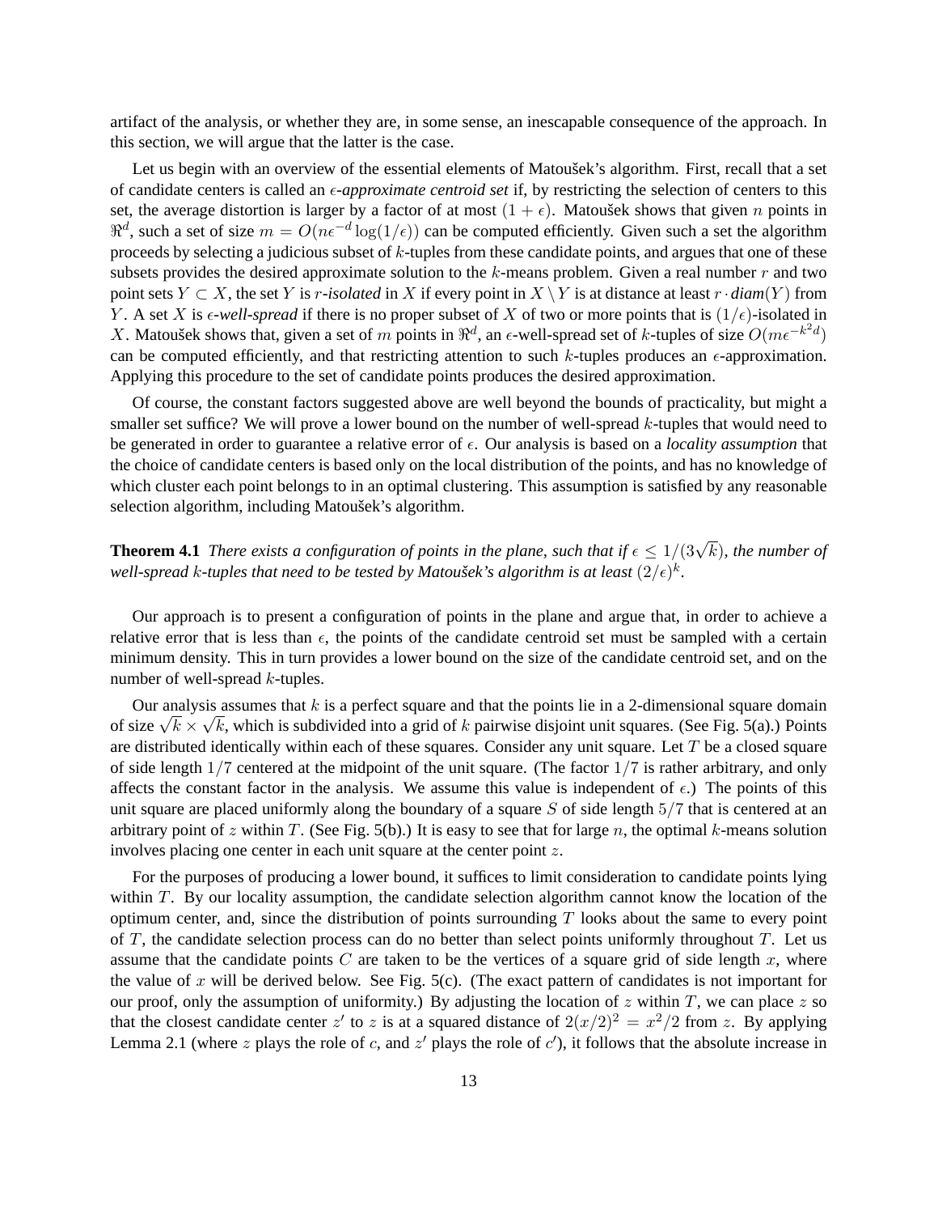artifact of the analysis, or whether they are, in some sense, an inescapable consequence of the approach. In this section, we will argue that the latter is the case.

Let us begin with an overview of the essential elements of Matoušek's algorithm. First, recall that a set of candidate centers is called an *$\epsilon$-approximate centroid set* if, by restricting the selection of centers to this set, the average distortion is larger by a factor of at most $(1 + \epsilon)$. Matoušek shows that given $n$ points in $\Re^d$, such a set of size $m = O(n\epsilon^{-d} \log(1/\epsilon))$ can be computed efficiently. Given such a set the algorithm proceeds by selecting a judicious subset of $k$-tuples from these candidate points, and argues that one of these subsets provides the desired approximate solution to the $k$-means problem. Given a real number $r$ and two point sets $Y \subset X$, the set $Y$ is *$r$-isolated* in $X$ if every point in $X \setminus Y$ is at distance at least $r \cdot \mathit{diam}(Y)$ from $Y$. A set $X$ is *$\epsilon$-well-spread* if there is no proper subset of $X$ of two or more points that is $(1/\epsilon)$-isolated in $X$. Matoušek shows that, given a set of $m$ points in $\Re^d$, an $\epsilon$-well-spread set of $k$-tuples of size $O(m\epsilon^{-k^2 d})$ can be computed efficiently, and that restricting attention to such $k$-tuples produces an $\epsilon$-approximation. Applying this procedure to the set of candidate points produces the desired approximation.

Of course, the constant factors suggested above are well beyond the bounds of practicality, but might a smaller set suffice? We will prove a lower bound on the number of well-spread $k$-tuples that would need to be generated in order to guarantee a relative error of $\epsilon$. Our analysis is based on a *locality assumption* that the choice of candidate centers is based only on the local distribution of the points, and has no knowledge of which cluster each point belongs to in an optimal clustering. This assumption is satisfied by any reasonable selection algorithm, including Matoušek's algorithm.

**Theorem 4.1** *There exists a configuration of points in the plane, such that if $\epsilon \le 1/(3\sqrt{k})$, the number of well-spread $k$-tuples that need to be tested by Matoušek's algorithm is at least $(2/\epsilon)^k$.*

Our approach is to present a configuration of points in the plane and argue that, in order to achieve a relative error that is less than $\epsilon$, the points of the candidate centroid set must be sampled with a certain minimum density. This in turn provides a lower bound on the size of the candidate centroid set, and on the number of well-spread $k$-tuples.

Our analysis assumes that $k$ is a perfect square and that the points lie in a 2-dimensional square domain of size $\sqrt{k} \times \sqrt{k}$, which is subdivided into a grid of $k$ pairwise disjoint unit squares. (See Fig. 5(a).) Points are distributed identically within each of these squares. Consider any unit square. Let $T$ be a closed square of side length $1/7$ centered at the midpoint of the unit square. (The factor $1/7$ is rather arbitrary, and only affects the constant factor in the analysis. We assume this value is independent of $\epsilon$.) The points of this unit square are placed uniformly along the boundary of a square $S$ of side length $5/7$ that is centered at an arbitrary point of $z$ within $T$. (See Fig. 5(b).) It is easy to see that for large $n$, the optimal $k$-means solution involves placing one center in each unit square at the center point $z$.

For the purposes of producing a lower bound, it suffices to limit consideration to candidate points lying within $T$. By our locality assumption, the candidate selection algorithm cannot know the location of the optimum center, and, since the distribution of points surrounding $T$ looks about the same to every point of $T$, the candidate selection process can do no better than select points uniformly throughout $T$. Let us assume that the candidate points $C$ are taken to be the vertices of a square grid of side length $x$, where the value of $x$ will be derived below. See Fig. 5(c). (The exact pattern of candidates is not important for our proof, only the assumption of uniformity.) By adjusting the location of $z$ within $T$, we can place $z$ so that the closest candidate center $z'$ to $z$ is at a squared distance of $2(x/2)^2 = x^2/2$ from $z$. By applying Lemma 2.1 (where $z$ plays the role of $c$, and $z'$ plays the role of $c'$), it follows that the absolute increase in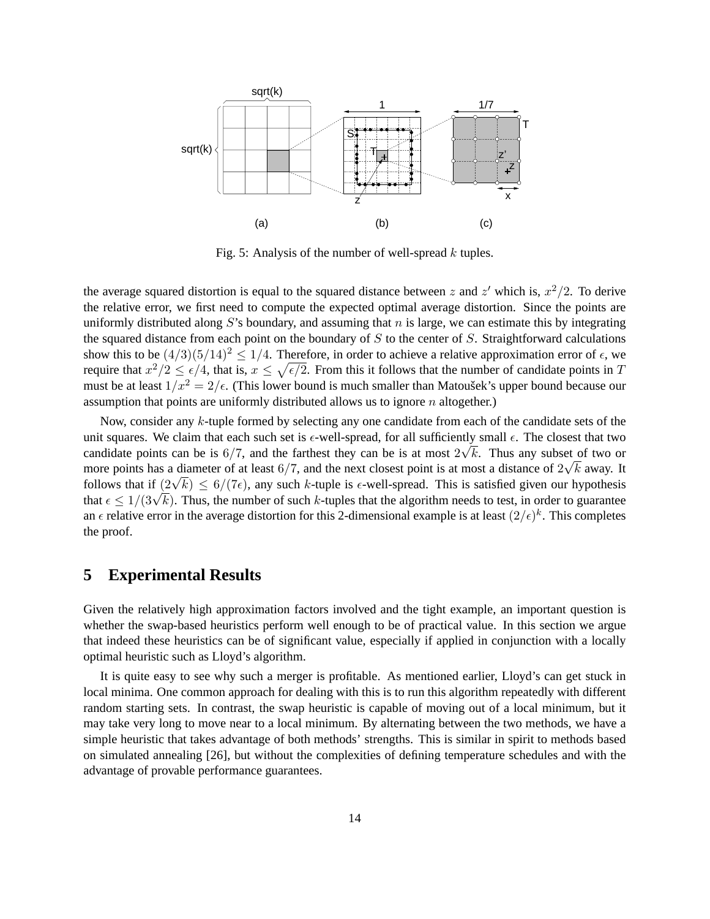sqrt(k)

sqrt(k)

1

S

T

z

1/7

T

z'

z

x

(a)

(b)

(c)

Fig. 5: Analysis of the number of well-spread $k$ tuples.

the average squared distortion is equal to the squared distance between $z$ and $z'$ which is, $x^2/2$. To derive the relative error, we first need to compute the expected optimal average distortion. Since the points are uniformly distributed along $S$'s boundary, and assuming that $n$ is large, we can estimate this by integrating the squared distance from each point on the boundary of $S$ to the center of $S$. Straightforward calculations show this to be $(4/3)(5/14)^2 \leq 1/4$. Therefore, in order to achieve a relative approximation error of $\epsilon$, we require that $x^2/2 \leq \epsilon/4$, that is, $x \leq \sqrt{\epsilon/2}$. From this it follows that the number of candidate points in $T$ must be at least $1/x^2 = 2/\epsilon$. (This lower bound is much smaller than Matoušek's upper bound because our assumption that points are uniformly distributed allows us to ignore $n$ altogether.)

Now, consider any $k$-tuple formed by selecting any one candidate from each of the candidate sets of the unit squares. We claim that each such set is $\epsilon$-well-spread, for all sufficiently small $\epsilon$. The closest that two candidate points can be is $6/7$, and the farthest they can be is at most $2\sqrt{k}$. Thus any subset of two or more points has a diameter of at least $6/7$, and the next closest point is at most a distance of $2\sqrt{k}$ away. It follows that if $(2\sqrt{k}) \leq 6/(7\epsilon)$, any such $k$-tuple is $\epsilon$-well-spread. This is satisfied given our hypothesis that $\epsilon \leq 1/(3\sqrt{k})$. Thus, the number of such $k$-tuples that the algorithm needs to test, in order to guarantee an $\epsilon$ relative error in the average distortion for this 2-dimensional example is at least $(2/\epsilon)^k$. This completes the proof.

## 5 Experimental Results

Given the relatively high approximation factors involved and the tight example, an important question is whether the swap-based heuristics perform well enough to be of practical value. In this section we argue that indeed these heuristics can be of significant value, especially if applied in conjunction with a locally optimal heuristic such as Lloyd's algorithm.

It is quite easy to see why such a merger is profitable. As mentioned earlier, Lloyd's can get stuck in local minima. One common approach for dealing with this is to run this algorithm repeatedly with different random starting sets. In contrast, the swap heuristic is capable of moving out of a local minimum, but it may take very long to move near to a local minimum. By alternating between the two methods, we have a simple heuristic that takes advantage of both methods' strengths. This is similar in spirit to methods based on simulated annealing [26], but without the complexities of defining temperature schedules and with the advantage of provable performance guarantees.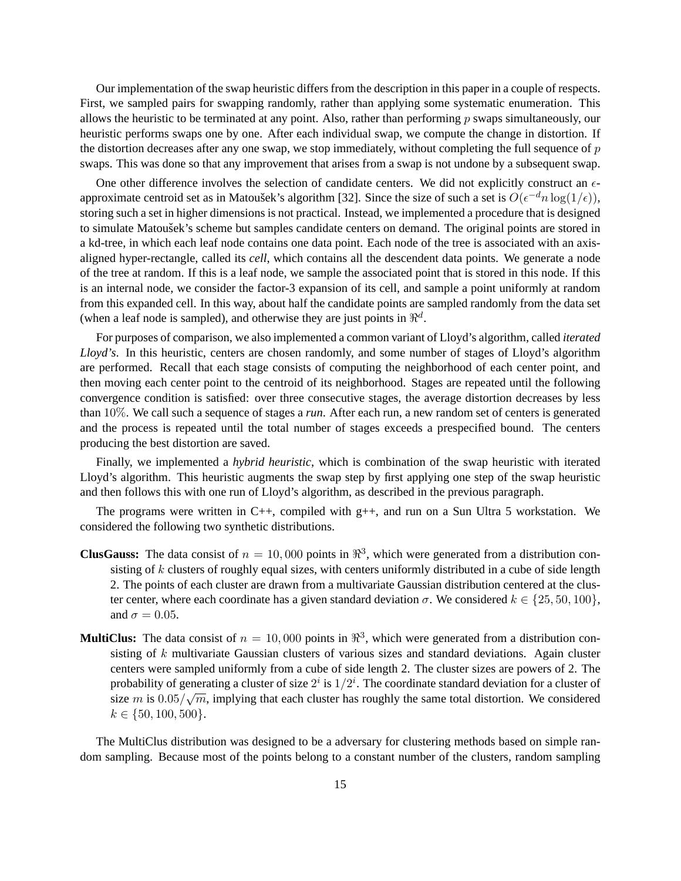Our implementation of the swap heuristic differs from the description in this paper in a couple of respects. First, we sampled pairs for swapping randomly, rather than applying some systematic enumeration. This allows the heuristic to be terminated at any point. Also, rather than performing $p$ swaps simultaneously, our heuristic performs swaps one by one. After each individual swap, we compute the change in distortion. If the distortion decreases after any one swap, we stop immediately, without completing the full sequence of $p$ swaps. This was done so that any improvement that arises from a swap is not undone by a subsequent swap.

One other difference involves the selection of candidate centers. We did not explicitly construct an $\epsilon$-approximate centroid set as in Matoušek's algorithm [32]. Since the size of such a set is $O(\epsilon^{-d} n \log(1/\epsilon))$, storing such a set in higher dimensions is not practical. Instead, we implemented a procedure that is designed to simulate Matoušek's scheme but samples candidate centers on demand. The original points are stored in a kd-tree, in which each leaf node contains one data point. Each node of the tree is associated with an axis-aligned hyper-rectangle, called its *cell*, which contains all the descendent data points. We generate a node of the tree at random. If this is a leaf node, we sample the associated point that is stored in this node. If this is an internal node, we consider the factor-3 expansion of its cell, and sample a point uniformly at random from this expanded cell. In this way, about half the candidate points are sampled randomly from the data set (when a leaf node is sampled), and otherwise they are just points in $\Re^d$.

For purposes of comparison, we also implemented a common variant of Lloyd's algorithm, called *iterated Lloyd's*. In this heuristic, centers are chosen randomly, and some number of stages of Lloyd's algorithm are performed. Recall that each stage consists of computing the neighborhood of each center point, and then moving each center point to the centroid of its neighborhood. Stages are repeated until the following convergence condition is satisfied: over three consecutive stages, the average distortion decreases by less than $10\%$. We call such a sequence of stages a *run*. After each run, a new random set of centers is generated and the process is repeated until the total number of stages exceeds a prespecified bound. The centers producing the best distortion are saved.

Finally, we implemented a *hybrid heuristic*, which is combination of the swap heuristic with iterated Lloyd's algorithm. This heuristic augments the swap step by first applying one step of the swap heuristic and then follows this with one run of Lloyd's algorithm, as described in the previous paragraph.

The programs were written in C++, compiled with g++, and run on a Sun Ultra 5 workstation. We considered the following two synthetic distributions.

**ClusGauss:** The data consist of $n = 10,000$ points in $\Re^3$, which were generated from a distribution consisting of $k$ clusters of roughly equal sizes, with centers uniformly distributed in a cube of side length 2. The points of each cluster are drawn from a multivariate Gaussian distribution centered at the cluster center, where each coordinate has a given standard deviation $\sigma$. We considered $k \in \{25, 50, 100\}$, and $\sigma = 0.05$.

**MultiClus:** The data consist of $n = 10,000$ points in $\Re^3$, which were generated from a distribution consisting of $k$ multivariate Gaussian clusters of various sizes and standard deviations. Again cluster centers were sampled uniformly from a cube of side length 2. The cluster sizes are powers of 2. The probability of generating a cluster of size $2^i$ is $1/2^i$. The coordinate standard deviation for a cluster of size $m$ is $0.05/\sqrt{m}$, implying that each cluster has roughly the same total distortion. We considered $k \in \{50, 100, 500\}$.

The MultiClus distribution was designed to be a adversary for clustering methods based on simple random sampling. Because most of the points belong to a constant number of the clusters, random sampling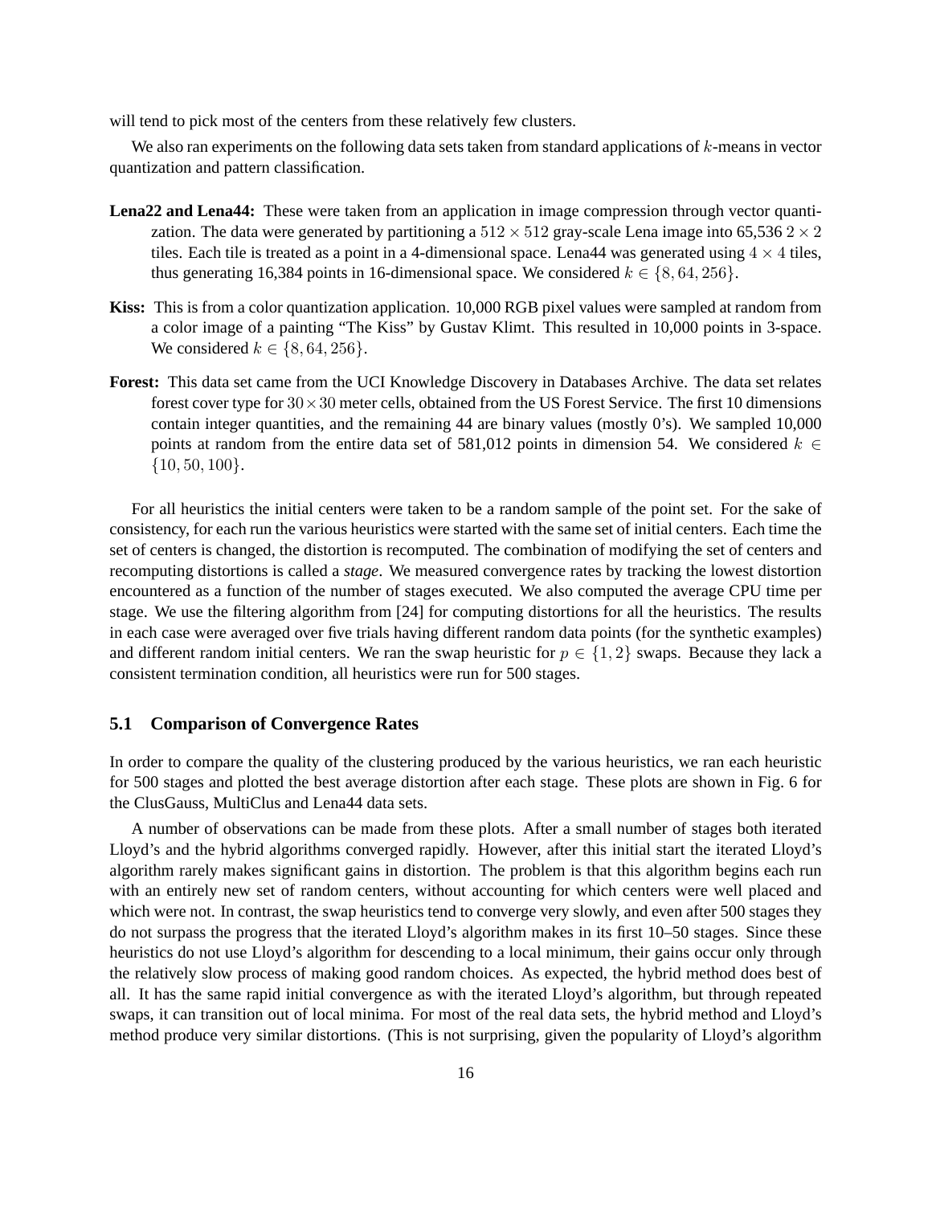will tend to pick most of the centers from these relatively few clusters.

We also ran experiments on the following data sets taken from standard applications of $k$-means in vector quantization and pattern classification.

**Lena22 and Lena44:** These were taken from an application in image compression through vector quantization. The data were generated by partitioning a $512 \times 512$ gray-scale Lena image into 65,536 $2 \times 2$ tiles. Each tile is treated as a point in a 4-dimensional space. Lena44 was generated using $4 \times 4$ tiles, thus generating 16,384 points in 16-dimensional space. We considered $k \in \{8, 64, 256\}$.

**Kiss:** This is from a color quantization application. 10,000 RGB pixel values were sampled at random from a color image of a painting "The Kiss" by Gustav Klimt. This resulted in 10,000 points in 3-space. We considered $k \in \{8, 64, 256\}$.

**Forest:** This data set came from the UCI Knowledge Discovery in Databases Archive. The data set relates forest cover type for $30 \times 30$ meter cells, obtained from the US Forest Service. The first 10 dimensions contain integer quantities, and the remaining 44 are binary values (mostly 0's). We sampled 10,000 points at random from the entire data set of 581,012 points in dimension 54. We considered $k \in \{10, 50, 100\}$.

For all heuristics the initial centers were taken to be a random sample of the point set. For the sake of consistency, for each run the various heuristics were started with the same set of initial centers. Each time the set of centers is changed, the distortion is recomputed. The combination of modifying the set of centers and recomputing distortions is called a *stage*. We measured convergence rates by tracking the lowest distortion encountered as a function of the number of stages executed. We also computed the average CPU time per stage. We use the filtering algorithm from [24] for computing distortions for all the heuristics. The results in each case were averaged over five trials having different random data points (for the synthetic examples) and different random initial centers. We ran the swap heuristic for $p \in \{1, 2\}$ swaps. Because they lack a consistent termination condition, all heuristics were run for 500 stages.

### 5.1 Comparison of Convergence Rates

In order to compare the quality of the clustering produced by the various heuristics, we ran each heuristic for 500 stages and plotted the best average distortion after each stage. These plots are shown in Fig. 6 for the ClusGauss, MultiClus and Lena44 data sets.

A number of observations can be made from these plots. After a small number of stages both iterated Lloyd's and the hybrid algorithms converged rapidly. However, after this initial start the iterated Lloyd's algorithm rarely makes significant gains in distortion. The problem is that this algorithm begins each run with an entirely new set of random centers, without accounting for which centers were well placed and which were not. In contrast, the swap heuristics tend to converge very slowly, and even after 500 stages they do not surpass the progress that the iterated Lloyd's algorithm makes in its first 10–50 stages. Since these heuristics do not use Lloyd's algorithm for descending to a local minimum, their gains occur only through the relatively slow process of making good random choices. As expected, the hybrid method does best of all. It has the same rapid initial convergence as with the iterated Lloyd's algorithm, but through repeated swaps, it can transition out of local minima. For most of the real data sets, the hybrid method and Lloyd's method produce very similar distortions. (This is not surprising, given the popularity of Lloyd's algorithm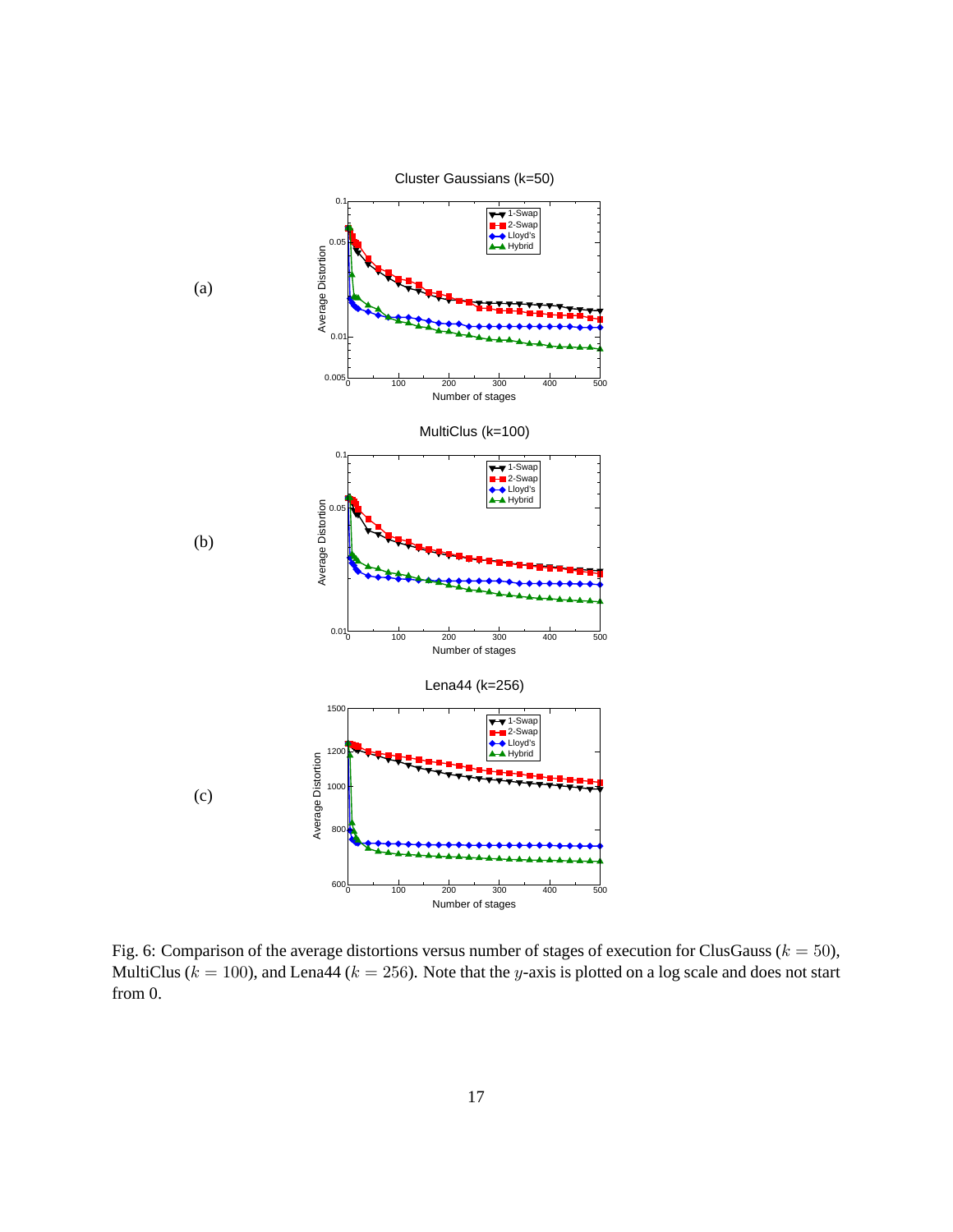Fig. 6: Comparison of the average distortions versus number of stages of execution for ClusGauss ($k = 50$), MultiClus ($k = 100$), and Lena44 ($k = 256$). Note that the $y$-axis is plotted on a log scale and does not start from 0.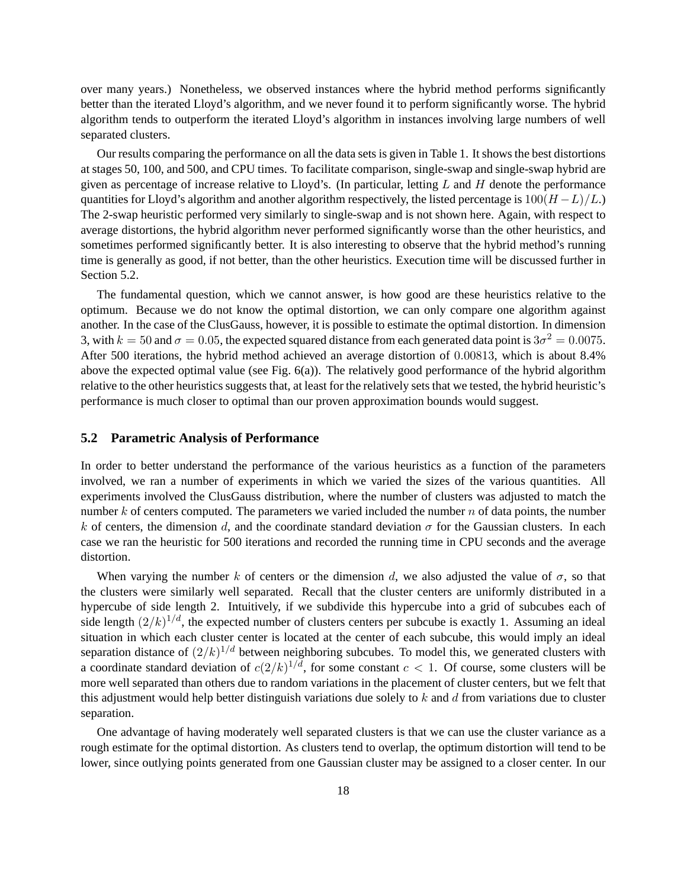over many years.) Nonetheless, we observed instances where the hybrid method performs significantly better than the iterated Lloyd's algorithm, and we never found it to perform significantly worse. The hybrid algorithm tends to outperform the iterated Lloyd's algorithm in instances involving large numbers of well separated clusters.

Our results comparing the performance on all the data sets is given in Table 1. It shows the best distortions at stages 50, 100, and 500, and CPU times. To facilitate comparison, single-swap and single-swap hybrid are given as percentage of increase relative to Lloyd's. (In particular, letting $L$ and $H$ denote the performance quantities for Lloyd's algorithm and another algorithm respectively, the listed percentage is $100(H - L)/L$.) The 2-swap heuristic performed very similarly to single-swap and is not shown here. Again, with respect to average distortions, the hybrid algorithm never performed significantly worse than the other heuristics, and sometimes performed significantly better. It is also interesting to observe that the hybrid method's running time is generally as good, if not better, than the other heuristics. Execution time will be discussed further in Section 5.2.

The fundamental question, which we cannot answer, is how good are these heuristics relative to the optimum. Because we do not know the optimal distortion, we can only compare one algorithm against another. In the case of the ClusGauss, however, it is possible to estimate the optimal distortion. In dimension 3, with $k = 50$ and $\sigma = 0.05$, the expected squared distance from each generated data point is $3\sigma^2 = 0.0075$. After 500 iterations, the hybrid method achieved an average distortion of $0.00813$, which is about 8.4% above the expected optimal value (see Fig. 6(a)). The relatively good performance of the hybrid algorithm relative to the other heuristics suggests that, at least for the relatively sets that we tested, the hybrid heuristic's performance is much closer to optimal than our proven approximation bounds would suggest.

### 5.2 Parametric Analysis of Performance

In order to better understand the performance of the various heuristics as a function of the parameters involved, we ran a number of experiments in which we varied the sizes of the various quantities. All experiments involved the ClusGauss distribution, where the number of clusters was adjusted to match the number $k$ of centers computed. The parameters we varied included the number $n$ of data points, the number $k$ of centers, the dimension $d$, and the coordinate standard deviation $\sigma$ for the Gaussian clusters. In each case we ran the heuristic for 500 iterations and recorded the running time in CPU seconds and the average distortion.

When varying the number $k$ of centers or the dimension $d$, we also adjusted the value of $\sigma$, so that the clusters were similarly well separated. Recall that the cluster centers are uniformly distributed in a hypercube of side length 2. Intuitively, if we subdivide this hypercube into a grid of subcubes each of side length $(2/k)^{1/d}$, the expected number of clusters centers per subcube is exactly 1. Assuming an ideal situation in which each cluster center is located at the center of each subcube, this would imply an ideal separation distance of $(2/k)^{1/d}$ between neighboring subcubes. To model this, we generated clusters with a coordinate standard deviation of $c(2/k)^{1/d}$, for some constant $c < 1$. Of course, some clusters will be more well separated than others due to random variations in the placement of cluster centers, but we felt that this adjustment would help better distinguish variations due solely to $k$ and $d$ from variations due to cluster separation.

One advantage of having moderately well separated clusters is that we can use the cluster variance as a rough estimate for the optimal distortion. As clusters tend to overlap, the optimum distortion will tend to be lower, since outlying points generated from one Gaussian cluster may be assigned to a closer center. In our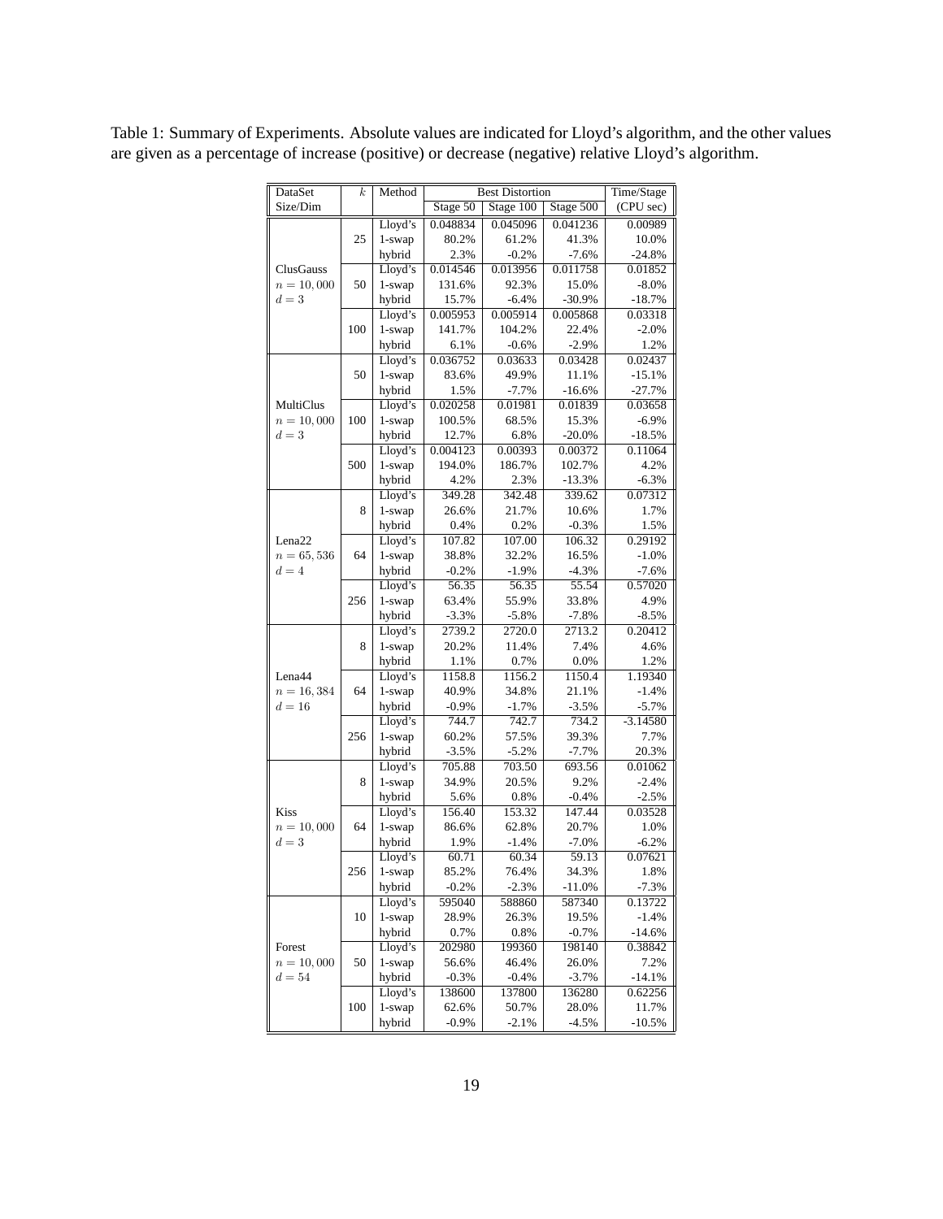Table 1: Summary of Experiments. Absolute values are indicated for Lloyd's algorithm, and the other values are given as a percentage of increase (positive) or decrease (negative) relative Lloyd's algorithm.

| DataSet Size/Dim | $k$ | Method | Best Distortion | | | Time/Stage |
|---|---|---|---|---|---|---|
| | | | Stage 50 | Stage 100 | Stage 500 | (CPU sec) |
| ClusGauss $n = 10,000$ $d = 3$ | 25 | Lloyd's | 0.048834 | 0.045096 | 0.041236 | 0.00989 |
| | | 1-swap | 80.2% | 61.2% | 41.3% | 10.0% |
| | | hybrid | 2.3% | -0.2% | -7.6% | -24.8% |
| | 50 | Lloyd's | 0.014546 | 0.013956 | 0.011758 | 0.01852 |
| | | 1-swap | 131.6% | 92.3% | 15.0% | -8.0% |
| | | hybrid | 15.7% | -6.4% | -30.9% | -18.7% |
| | 100 | Lloyd's | 0.005953 | 0.005914 | 0.005868 | 0.03318 |
| | | 1-swap | 141.7% | 104.2% | 22.4% | -2.0% |
| | | hybrid | 6.1% | -0.6% | -2.9% | 1.2% |
| MultiClus $n = 10,000$ $d = 3$ | 50 | Lloyd's | 0.036752 | 0.03633 | 0.03428 | 0.02437 |
| | | 1-swap | 83.6% | 49.9% | 11.1% | -15.1% |
| | | hybrid | 1.5% | -7.7% | -16.6% | -27.7% |
| | 100 | Lloyd's | 0.020258 | 0.01981 | 0.01839 | 0.03658 |
| | | 1-swap | 100.5% | 68.5% | 15.3% | -6.9% |
| | | hybrid | 12.7% | 6.8% | -20.0% | -18.5% |
| | 500 | Lloyd's | 0.004123 | 0.00393 | 0.00372 | 0.11064 |
| | | 1-swap | 194.0% | 186.7% | 102.7% | 4.2% |
| | | hybrid | 4.2% | 2.3% | -13.3% | -6.3% |
| Lena22 $n = 65,536$ $d = 4$ | 8 | Lloyd's | 349.28 | 342.48 | 339.62 | 0.07312 |
| | | 1-swap | 26.6% | 21.7% | 10.6% | 1.7% |
| | | hybrid | 0.4% | 0.2% | -0.3% | 1.5% |
| | 64 | Lloyd's | 107.82 | 107.00 | 106.32 | 0.29192 |
| | | 1-swap | 38.8% | 32.2% | 16.5% | -1.0% |
| | | hybrid | -0.2% | -1.9% | -4.3% | -7.6% |
| | 256 | Lloyd's | 56.35 | 56.35 | 55.54 | 0.57020 |
| | | 1-swap | 63.4% | 55.9% | 33.8% | 4.9% |
| | | hybrid | -3.3% | -5.8% | -7.8% | -8.5% |
| Lena44 $n = 16,384$ $d = 16$ | 8 | Lloyd's | 2739.2 | 2720.0 | 2713.2 | 0.20412 |
| | | 1-swap | 20.2% | 11.4% | 7.4% | 4.6% |
| | | hybrid | 1.1% | 0.7% | 0.0% | 1.2% |
| | 64 | Lloyd's | 1158.8 | 1156.2 | 1150.4 | 1.19340 |
| | | 1-swap | 40.9% | 34.8% | 21.1% | -1.4% |
| | | hybrid | -0.9% | -1.7% | -3.5% | -5.7% |
| | 256 | Lloyd's | 744.7 | 742.7 | 734.2 | -3.14580 |
| | | 1-swap | 60.2% | 57.5% | 39.3% | 7.7% |
| | | hybrid | -3.5% | -5.2% | -7.7% | 20.3% |
| Kiss $n = 10,000$ $d = 3$ | 8 | Lloyd's | 705.88 | 703.50 | 693.56 | 0.01062 |
| | | 1-swap | 34.9% | 20.5% | 9.2% | -2.4% |
| | | hybrid | 5.6% | 0.8% | -0.4% | -2.5% |
| | 64 | Lloyd's | 156.40 | 153.32 | 147.44 | 0.03528 |
| | | 1-swap | 86.6% | 62.8% | 20.7% | 1.0% |
| | | hybrid | 1.9% | -1.4% | -7.0% | -6.2% |
| | 256 | Lloyd's | 60.71 | 60.34 | 59.13 | 0.07621 |
| | | 1-swap | 85.2% | 76.4% | 34.3% | 1.8% |
| | | hybrid | -0.2% | -2.3% | -11.0% | -7.3% |
| Forest $n = 10,000$ $d = 54$ | 10 | Lloyd's | 595040 | 588860 | 587340 | 0.13722 |
| | | 1-swap | 28.9% | 26.3% | 19.5% | -1.4% |
| | | hybrid | 0.7% | 0.8% | -0.7% | -14.6% |
| | 50 | Lloyd's | 202980 | 199360 | 198140 | 0.38842 |
| | | 1-swap | 56.6% | 46.4% | 26.0% | 7.2% |
| | | hybrid | -0.3% | -0.4% | -3.7% | -14.1% |
| | 100 | Lloyd's | 138600 | 137800 | 136280 | 0.62256 |
| | | 1-swap | 62.6% | 50.7% | 28.0% | 11.7% |
| | | hybrid | -0.9% | -2.1% | -4.5% | -10.5% |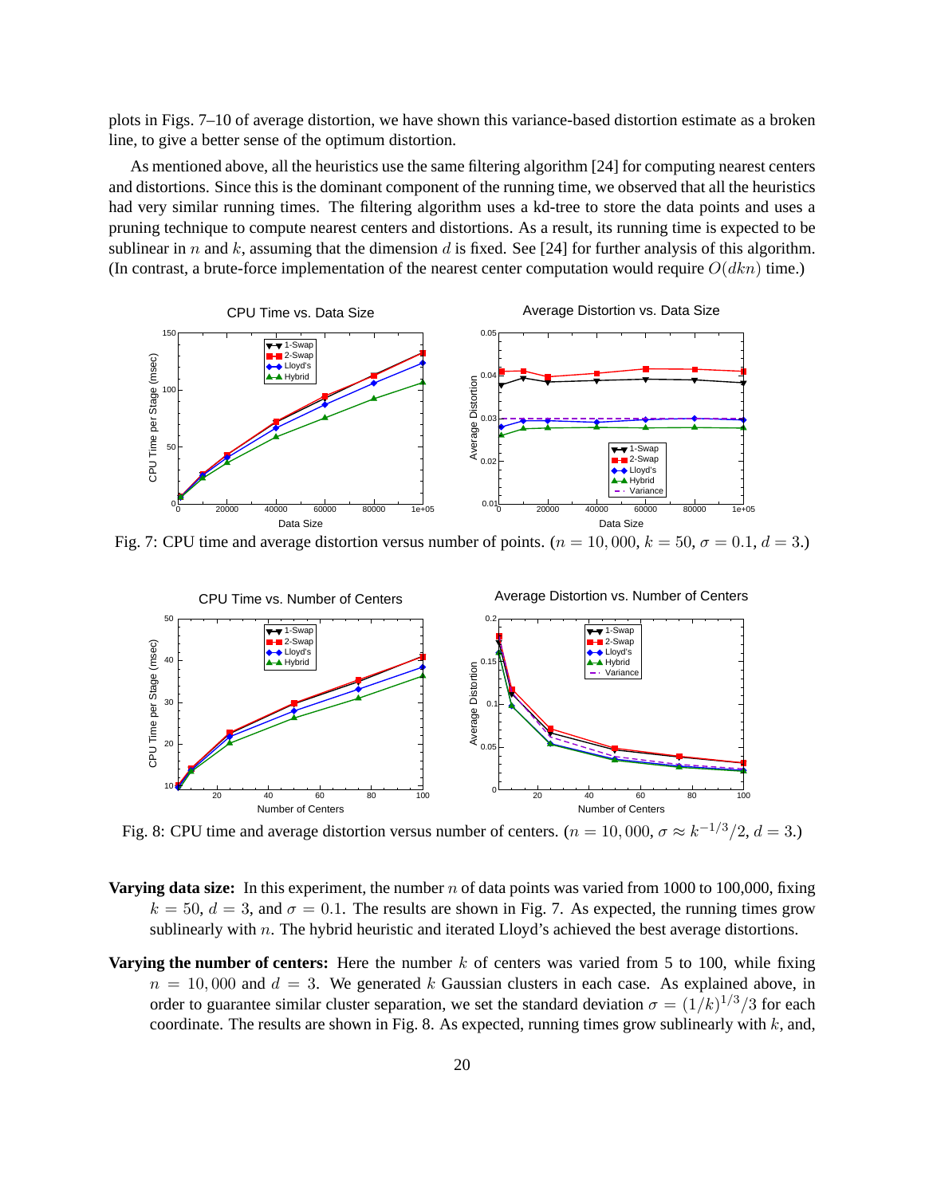plots in Figs. 7–10 of average distortion, we have shown this variance-based distortion estimate as a broken line, to give a better sense of the optimum distortion.

As mentioned above, all the heuristics use the same filtering algorithm [24] for computing nearest centers and distortions. Since this is the dominant component of the running time, we observed that all the heuristics had very similar running times. The filtering algorithm uses a kd-tree to store the data points and uses a pruning technique to compute nearest centers and distortions. As a result, its running time is expected to be sublinear in $n$ and $k$, assuming that the dimension $d$ is fixed. See [24] for further analysis of this algorithm. (In contrast, a brute-force implementation of the nearest center computation would require $O(dkn)$ time.)

CPU Time vs. Data Size

CPU Time per Stage (msec)

0
50
100
150

0
20000
40000
60000
80000
1e+05

Data Size

1-Swap
2-Swap
Lloyd's
Hybrid

Average Distortion vs. Data Size

Average Distortion

0.01
0.02
0.03
0.04
0.05

0
20000
40000
60000
80000
1e+05

Data Size

1-Swap
2-Swap
Lloyd's
Hybrid
Variance

Fig. 7: CPU time and average distortion versus number of points. ($n = 10,000$, $k = 50$, $\sigma = 0.1$, $d = 3$.)

CPU Time vs. Number of Centers

CPU Time per Stage (msec)

10
20
30
40
50

20
40
60
80
100

Number of Centers

1-Swap
2-Swap
Lloyd's
Hybrid

Average Distortion vs. Number of Centers

Average Distortion

0
0.05
0.1
0.15
0.2

20
40
60
80
100

Number of Centers

1-Swap
2-Swap
Lloyd's
Hybrid
Variance

Fig. 8: CPU time and average distortion versus number of centers. ($n = 10,000$, $\sigma \approx k^{-1/3}/2$, $d = 3$.)

**Varying data size:** In this experiment, the number $n$ of data points was varied from 1000 to 100,000, fixing $k = 50$, $d = 3$, and $\sigma = 0.1$. The results are shown in Fig. 7. As expected, the running times grow sublinearly with $n$. The hybrid heuristic and iterated Lloyd's achieved the best average distortions.

**Varying the number of centers:** Here the number $k$ of centers was varied from 5 to 100, while fixing $n = 10,000$ and $d = 3$. We generated $k$ Gaussian clusters in each case. As explained above, in order to guarantee similar cluster separation, we set the standard deviation $\sigma = (1/k)^{1/3}/3$ for each coordinate. The results are shown in Fig. 8. As expected, running times grow sublinearly with $k$, and,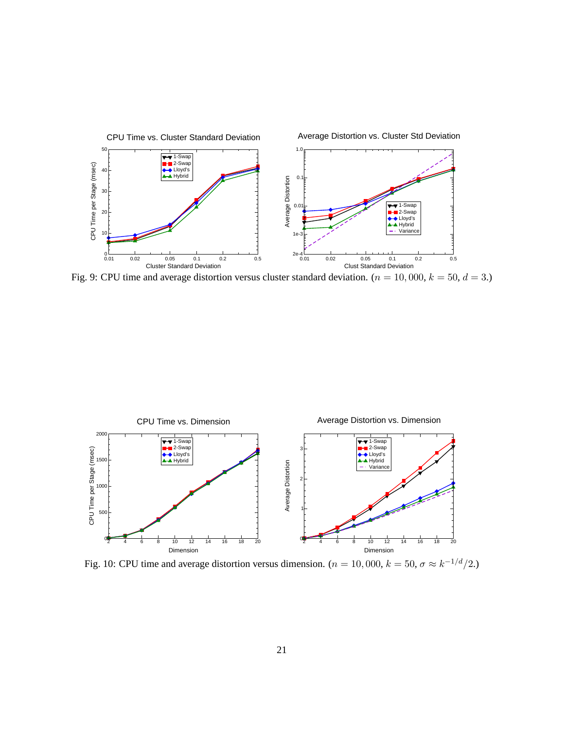CPU Time vs. Cluster Standard Deviation

CPU Time per Stage (msec)

0
10
20
30
40
50

0.01
0.02
0.05
0.1
0.2
0.5

Cluster Standard Deviation

1-Swap
2-Swap
Lloyd's
Hybrid

Average Distortion vs. Cluster Std Deviation

Average Distortion

2e-4
1e-3
0.01
0.1
1.0

0.01
0.02
0.05
0.1
0.2
0.5

Clust Standard Deviation

1-Swap
2-Swap
Lloyd's
Hybrid
Variance

Fig. 9: CPU time and average distortion versus cluster standard deviation. ($n = 10,000$, $k = 50$, $d = 3$.)

CPU Time vs. Dimension

CPU Time per Stage (msec)

0
500
1000
1500
2000

2
4
6
8
10
12
14
16
18
20

Dimension

1-Swap
2-Swap
Lloyd's
Hybrid

Average Distortion vs. Dimension

Average Distortion

0
1
2
3

2
4
6
8
10
12
14
16
18
20

Dimension

1-Swap
2-Swap
Lloyd's
Hybrid
Variance

Fig. 10: CPU time and average distortion versus dimension. ($n = 10,000$, $k = 50$, $\sigma \approx k^{-1/d}/2$.)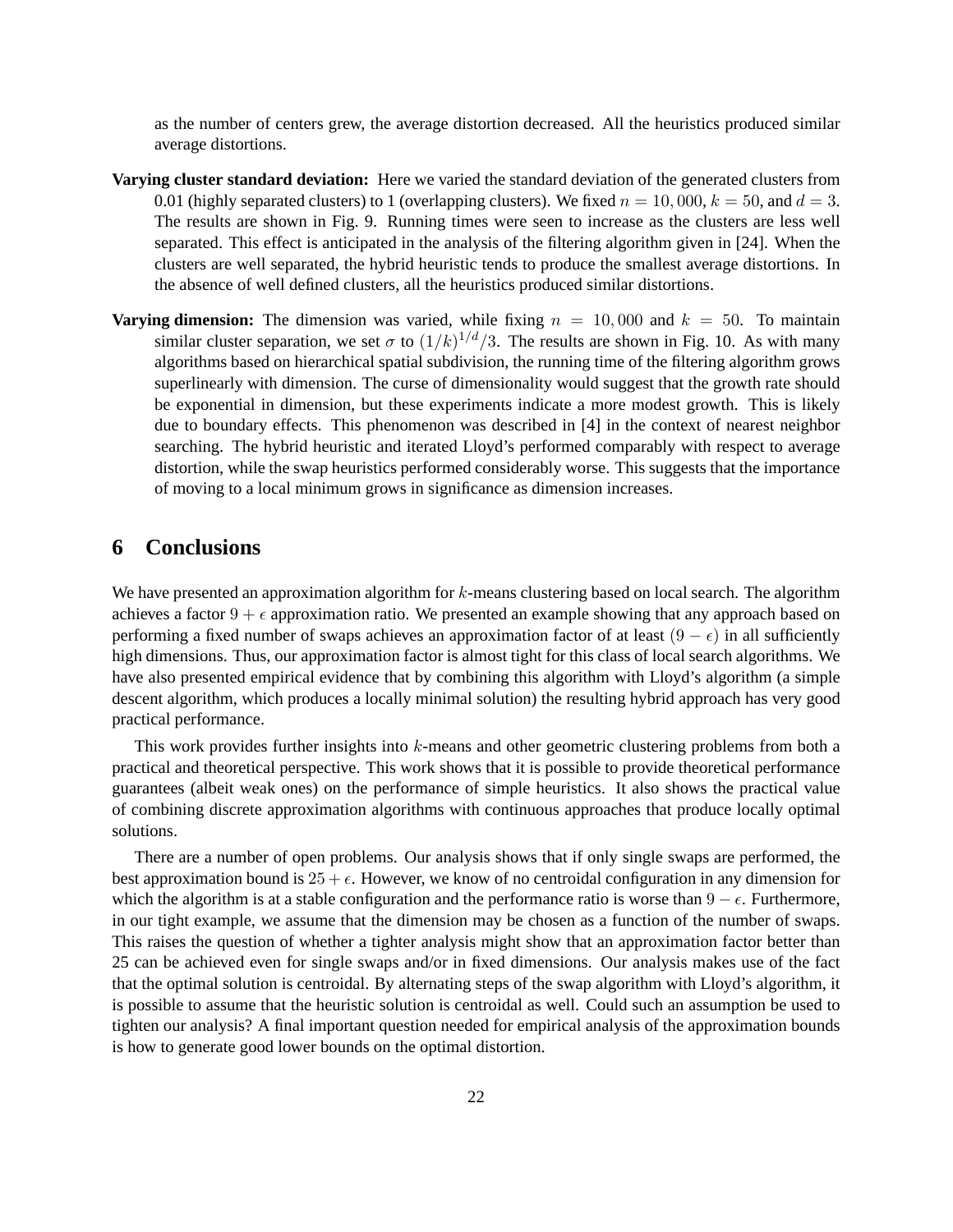as the number of centers grew, the average distortion decreased. All the heuristics produced similar average distortions.

**Varying cluster standard deviation:** Here we varied the standard deviation of the generated clusters from 0.01 (highly separated clusters) to 1 (overlapping clusters). We fixed $n = 10,000$, $k = 50$, and $d = 3$. The results are shown in Fig. 9. Running times were seen to increase as the clusters are less well separated. This effect is anticipated in the analysis of the filtering algorithm given in [24]. When the clusters are well separated, the hybrid heuristic tends to produce the smallest average distortions. In the absence of well defined clusters, all the heuristics produced similar distortions.

**Varying dimension:** The dimension was varied, while fixing $n = 10,000$ and $k = 50$. To maintain similar cluster separation, we set $\sigma$ to $(1/k)^{1/d}/3$. The results are shown in Fig. 10. As with many algorithms based on hierarchical spatial subdivision, the running time of the filtering algorithm grows superlinearly with dimension. The curse of dimensionality would suggest that the growth rate should be exponential in dimension, but these experiments indicate a more modest growth. This is likely due to boundary effects. This phenomenon was described in [4] in the context of nearest neighbor searching. The hybrid heuristic and iterated Lloyd's performed comparably with respect to average distortion, while the swap heuristics performed considerably worse. This suggests that the importance of moving to a local minimum grows in significance as dimension increases.

# 6 Conclusions

We have presented an approximation algorithm for $k$-means clustering based on local search. The algorithm achieves a factor $9 + \epsilon$ approximation ratio. We presented an example showing that any approach based on performing a fixed number of swaps achieves an approximation factor of at least $(9 - \epsilon)$ in all sufficiently high dimensions. Thus, our approximation factor is almost tight for this class of local search algorithms. We have also presented empirical evidence that by combining this algorithm with Lloyd's algorithm (a simple descent algorithm, which produces a locally minimal solution) the resulting hybrid approach has very good practical performance.

This work provides further insights into $k$-means and other geometric clustering problems from both a practical and theoretical perspective. This work shows that it is possible to provide theoretical performance guarantees (albeit weak ones) on the performance of simple heuristics. It also shows the practical value of combining discrete approximation algorithms with continuous approaches that produce locally optimal solutions.

There are a number of open problems. Our analysis shows that if only single swaps are performed, the best approximation bound is $25 + \epsilon$. However, we know of no centroidal configuration in any dimension for which the algorithm is at a stable configuration and the performance ratio is worse than $9 - \epsilon$. Furthermore, in our tight example, we assume that the dimension may be chosen as a function of the number of swaps. This raises the question of whether a tighter analysis might show that an approximation factor better than 25 can be achieved even for single swaps and/or in fixed dimensions. Our analysis makes use of the fact that the optimal solution is centroidal. By alternating steps of the swap algorithm with Lloyd's algorithm, it is possible to assume that the heuristic solution is centroidal as well. Could such an assumption be used to tighten our analysis? A final important question needed for empirical analysis of the approximation bounds is how to generate good lower bounds on the optimal distortion.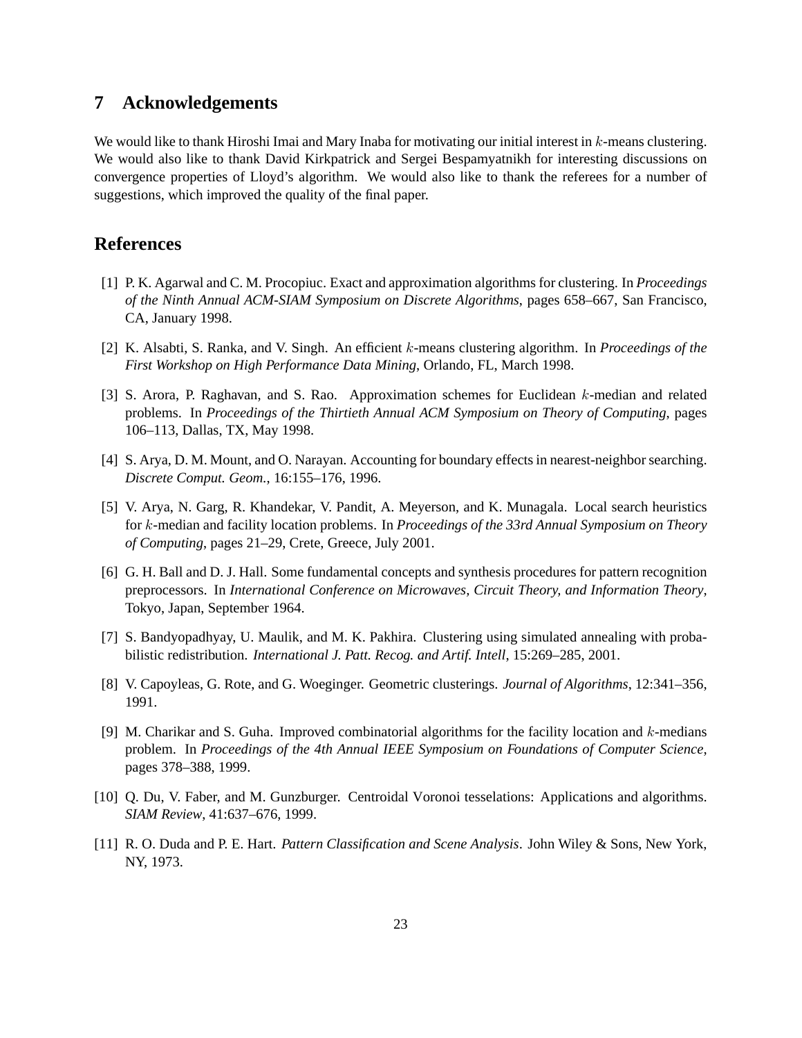## 7 Acknowledgements

We would like to thank Hiroshi Imai and Mary Inaba for motivating our initial interest in $k$-means clustering. We would also like to thank David Kirkpatrick and Sergei Bespamyatnikh for interesting discussions on convergence properties of Lloyd's algorithm. We would also like to thank the referees for a number of suggestions, which improved the quality of the final paper.

## References

[1] P. K. Agarwal and C. M. Procopiuc. Exact and approximation algorithms for clustering. In *Proceedings of the Ninth Annual ACM-SIAM Symposium on Discrete Algorithms*, pages 658–667, San Francisco, CA, January 1998.

[2] K. Alsabti, S. Ranka, and V. Singh. An efficient $k$-means clustering algorithm. In *Proceedings of the First Workshop on High Performance Data Mining*, Orlando, FL, March 1998.

[3] S. Arora, P. Raghavan, and S. Rao. Approximation schemes for Euclidean $k$-median and related problems. In *Proceedings of the Thirtieth Annual ACM Symposium on Theory of Computing*, pages 106–113, Dallas, TX, May 1998.

[4] S. Arya, D. M. Mount, and O. Narayan. Accounting for boundary effects in nearest-neighbor searching. *Discrete Comput. Geom.*, 16:155–176, 1996.

[5] V. Arya, N. Garg, R. Khandekar, V. Pandit, A. Meyerson, and K. Munagala. Local search heuristics for $k$-median and facility location problems. In *Proceedings of the 33rd Annual Symposium on Theory of Computing*, pages 21–29, Crete, Greece, July 2001.

[6] G. H. Ball and D. J. Hall. Some fundamental concepts and synthesis procedures for pattern recognition preprocessors. In *International Conference on Microwaves, Circuit Theory, and Information Theory*, Tokyo, Japan, September 1964.

[7] S. Bandyopadhyay, U. Maulik, and M. K. Pakhira. Clustering using simulated annealing with probabilistic redistribution. *International J. Patt. Recog. and Artif. Intell*, 15:269–285, 2001.

[8] V. Capoyleas, G. Rote, and G. Woeginger. Geometric clusterings. *Journal of Algorithms*, 12:341–356, 1991.

[9] M. Charikar and S. Guha. Improved combinatorial algorithms for the facility location and $k$-medians problem. In *Proceedings of the 4th Annual IEEE Symposium on Foundations of Computer Science*, pages 378–388, 1999.

[10] Q. Du, V. Faber, and M. Gunzburger. Centroidal Voronoi tesselations: Applications and algorithms. *SIAM Review*, 41:637–676, 1999.

[11] R. O. Duda and P. E. Hart. *Pattern Classification and Scene Analysis*. John Wiley & Sons, New York, NY, 1973.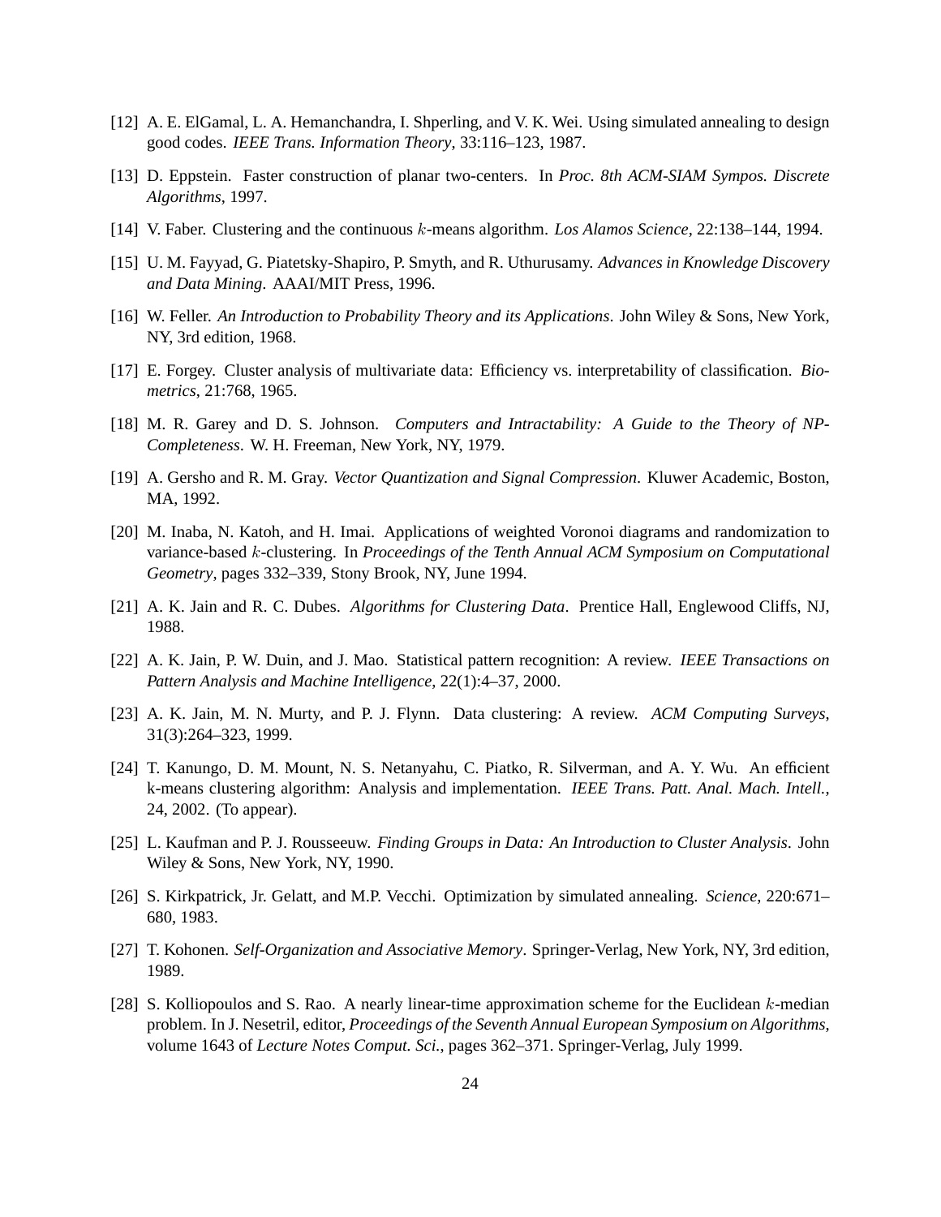[12] A. E. ElGamal, L. A. Hemanchandra, I. Shperling, and V. K. Wei. Using simulated annealing to design good codes. *IEEE Trans. Information Theory*, 33:116–123, 1987.

[13] D. Eppstein. Faster construction of planar two-centers. In *Proc. 8th ACM-SIAM Sympos. Discrete Algorithms*, 1997.

[14] V. Faber. Clustering and the continuous $k$-means algorithm. *Los Alamos Science*, 22:138–144, 1994.

[15] U. M. Fayyad, G. Piatetsky-Shapiro, P. Smyth, and R. Uthurusamy. *Advances in Knowledge Discovery and Data Mining*. AAAI/MIT Press, 1996.

[16] W. Feller. *An Introduction to Probability Theory and its Applications*. John Wiley & Sons, New York, NY, 3rd edition, 1968.

[17] E. Forgey. Cluster analysis of multivariate data: Efficiency vs. interpretability of classification. *Biometrics*, 21:768, 1965.

[18] M. R. Garey and D. S. Johnson. *Computers and Intractability: A Guide to the Theory of NP-Completeness*. W. H. Freeman, New York, NY, 1979.

[19] A. Gersho and R. M. Gray. *Vector Quantization and Signal Compression*. Kluwer Academic, Boston, MA, 1992.

[20] M. Inaba, N. Katoh, and H. Imai. Applications of weighted Voronoi diagrams and randomization to variance-based $k$-clustering. In *Proceedings of the Tenth Annual ACM Symposium on Computational Geometry*, pages 332–339, Stony Brook, NY, June 1994.

[21] A. K. Jain and R. C. Dubes. *Algorithms for Clustering Data*. Prentice Hall, Englewood Cliffs, NJ, 1988.

[22] A. K. Jain, P. W. Duin, and J. Mao. Statistical pattern recognition: A review. *IEEE Transactions on Pattern Analysis and Machine Intelligence*, 22(1):4–37, 2000.

[23] A. K. Jain, M. N. Murty, and P. J. Flynn. Data clustering: A review. *ACM Computing Surveys*, 31(3):264–323, 1999.

[24] T. Kanungo, D. M. Mount, N. S. Netanyahu, C. Piatko, R. Silverman, and A. Y. Wu. An efficient k-means clustering algorithm: Analysis and implementation. *IEEE Trans. Patt. Anal. Mach. Intell.*, 24, 2002. (To appear).

[25] L. Kaufman and P. J. Rousseeuw. *Finding Groups in Data: An Introduction to Cluster Analysis*. John Wiley & Sons, New York, NY, 1990.

[26] S. Kirkpatrick, Jr. Gelatt, and M.P. Vecchi. Optimization by simulated annealing. *Science*, 220:671–680, 1983.

[27] T. Kohonen. *Self-Organization and Associative Memory*. Springer-Verlag, New York, NY, 3rd edition, 1989.

[28] S. Kolliopoulos and S. Rao. A nearly linear-time approximation scheme for the Euclidean $k$-median problem. In J. Nesetril, editor, *Proceedings of the Seventh Annual European Symposium on Algorithms*, volume 1643 of *Lecture Notes Comput. Sci.*, pages 362–371. Springer-Verlag, July 1999.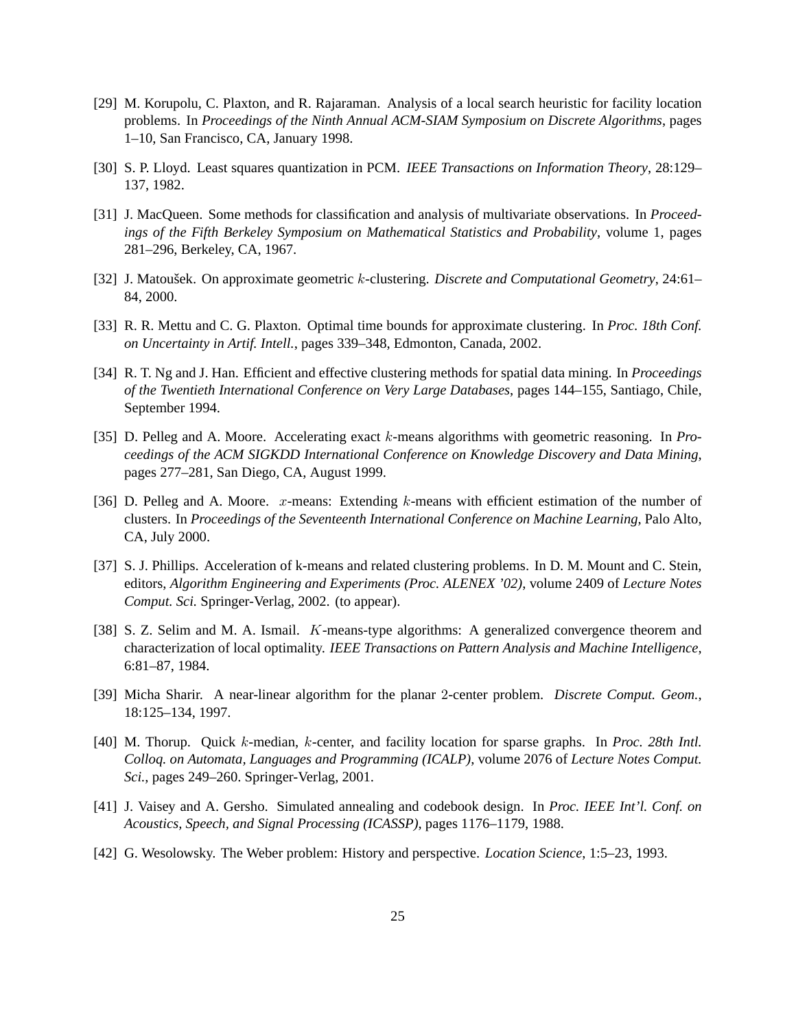[29] M. Korupolu, C. Plaxton, and R. Rajaraman. Analysis of a local search heuristic for facility location problems. In *Proceedings of the Ninth Annual ACM-SIAM Symposium on Discrete Algorithms*, pages 1–10, San Francisco, CA, January 1998.

[30] S. P. Lloyd. Least squares quantization in PCM. *IEEE Transactions on Information Theory*, 28:129–137, 1982.

[31] J. MacQueen. Some methods for classification and analysis of multivariate observations. In *Proceedings of the Fifth Berkeley Symposium on Mathematical Statistics and Probability*, volume 1, pages 281–296, Berkeley, CA, 1967.

[32] J. Matoušek. On approximate geometric $k$-clustering. *Discrete and Computational Geometry*, 24:61–84, 2000.

[33] R. R. Mettu and C. G. Plaxton. Optimal time bounds for approximate clustering. In *Proc. 18th Conf. on Uncertainty in Artif. Intell.*, pages 339–348, Edmonton, Canada, 2002.

[34] R. T. Ng and J. Han. Efficient and effective clustering methods for spatial data mining. In *Proceedings of the Twentieth International Conference on Very Large Databases*, pages 144–155, Santiago, Chile, September 1994.

[35] D. Pelleg and A. Moore. Accelerating exact $k$-means algorithms with geometric reasoning. In *Proceedings of the ACM SIGKDD International Conference on Knowledge Discovery and Data Mining*, pages 277–281, San Diego, CA, August 1999.

[36] D. Pelleg and A. Moore. $x$-means: Extending $k$-means with efficient estimation of the number of clusters. In *Proceedings of the Seventeenth International Conference on Machine Learning*, Palo Alto, CA, July 2000.

[37] S. J. Phillips. Acceleration of k-means and related clustering problems. In D. M. Mount and C. Stein, editors, *Algorithm Engineering and Experiments (Proc. ALENEX '02)*, volume 2409 of *Lecture Notes Comput. Sci.* Springer-Verlag, 2002. (to appear).

[38] S. Z. Selim and M. A. Ismail. $K$-means-type algorithms: A generalized convergence theorem and characterization of local optimality. *IEEE Transactions on Pattern Analysis and Machine Intelligence*, 6:81–87, 1984.

[39] Micha Sharir. A near-linear algorithm for the planar 2-center problem. *Discrete Comput. Geom.*, 18:125–134, 1997.

[40] M. Thorup. Quick $k$-median, $k$-center, and facility location for sparse graphs. In *Proc. 28th Intl. Colloq. on Automata, Languages and Programming (ICALP)*, volume 2076 of *Lecture Notes Comput. Sci.*, pages 249–260. Springer-Verlag, 2001.

[41] J. Vaisey and A. Gersho. Simulated annealing and codebook design. In *Proc. IEEE Int'l. Conf. on Acoustics, Speech, and Signal Processing (ICASSP)*, pages 1176–1179, 1988.

[42] G. Wesolowsky. The Weber problem: History and perspective. *Location Science*, 1:5–23, 1993.